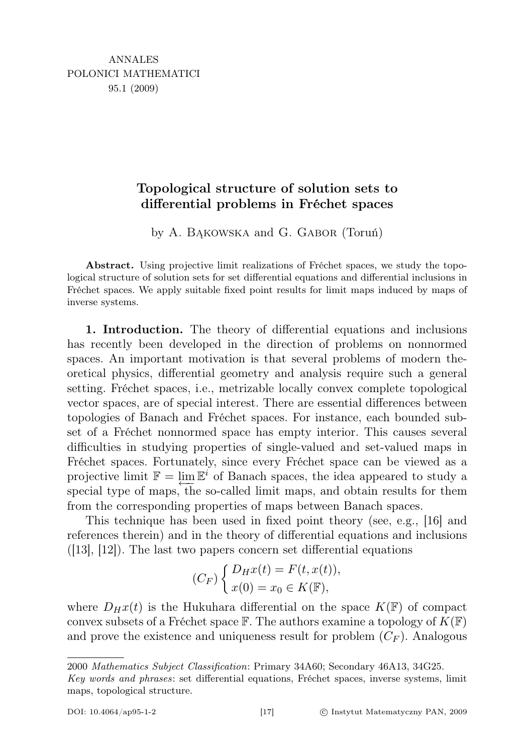# Topological structure of solution sets to differential problems in Fréchet spaces

by A. Bąkowska and G. Gabor (Toruń)

**Abstract.** Using projective limit realizations of Fréchet spaces, we study the topological structure of solution sets for set differential equations and differential inclusions in Fréchet spaces. We apply suitable fixed point results for limit maps induced by maps of inverse systems.

**1. Introduction.** The theory of differential equations and inclusions has recently been developed in the direction of problems on nonnormed spaces. An important motivation is that several problems of modern theoretical physics, differential geometry and analysis require such a general setting. Fréchet spaces, i.e., metrizable locally convex complete topological vector spaces, are of special interest. There are essential differences between topologies of Banach and Fréchet spaces. For instance, each bounded subset of a Fréchet nonnormed space has empty interior. This causes several difficulties in studying properties of single-valued and set-valued maps in Fréchet spaces. Fortunately, since every Fréchet space can be viewed as a projective limit $\mathbb{F} = \varprojlim \mathbb{E}^i$ of Banach spaces, the idea appeared to study a special type of maps, the so-called limit maps, and obtain results for them from the corresponding properties of maps between Banach spaces.

This technique has been used in fixed point theory (see, e.g., [16] and references therein) and in the theory of differential equations and inclusions ([13], [12]). The last two papers concern set differential equations

$$(C_F) \begin{cases} D_H x(t) = F(t, x(t)), \\ x(0) = x_0 \in K(\mathbb{F}), \end{cases}$$

where $D_H x(t)$ is the Hukuhara differential on the space $K(\mathbb{F})$ of compact convex subsets of a Fréchet space $\mathbb{F}$. The authors examine a topology of $K(\mathbb{F})$ and prove the existence and uniqueness result for problem $(C_F)$. Analogous

---

2000 *Mathematics Subject Classification*: Primary 34A60; Secondary 46A13, 34G25.

*Key words and phrases*: set differential equations, Fréchet spaces, inverse systems, limit maps, topological structure.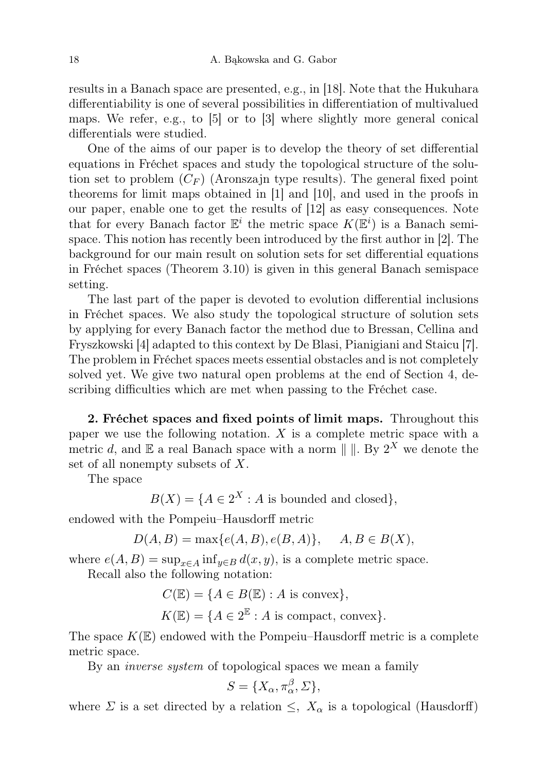results in a Banach space are presented, e.g., in [18]. Note that the Hukuhara differentiability is one of several possibilities in differentiation of multivalued maps. We refer, e.g., to [5] or to [3] where slightly more general conical differentials were studied.

One of the aims of our paper is to develop the theory of set differential equations in Fréchet spaces and study the topological structure of the solution set to problem $(C_F)$ (Aronszajn type results). The general fixed point theorems for limit maps obtained in [1] and [10], and used in the proofs in our paper, enable one to get the results of [12] as easy consequences. Note that for every Banach factor $\mathbb{E}^i$ the metric space $K(\mathbb{E}^i)$ is a Banach semispace. This notion has recently been introduced by the first author in [2]. The background for our main result on solution sets for set differential equations in Fréchet spaces (Theorem 3.10) is given in this general Banach semispace setting.

The last part of the paper is devoted to evolution differential inclusions in Fréchet spaces. We also study the topological structure of solution sets by applying for every Banach factor the method due to Bressan, Cellina and Fryszkowski [4] adapted to this context by De Blasi, Pianigiani and Staicu [7]. The problem in Fréchet spaces meets essential obstacles and is not completely solved yet. We give two natural open problems at the end of Section 4, describing difficulties which are met when passing to the Fréchet case.

**2. Fréchet spaces and fixed points of limit maps.** Throughout this paper we use the following notation. $X$ is a complete metric space with a metric $d$, and $\mathbb{E}$ a real Banach space with a norm $\| \|$. By $2^X$ we denote the set of all nonempty subsets of $X$.

The space

$$B(X) = \{A \in 2^X : A \text{ is bounded and closed}\},$$

endowed with the Pompeiu–Hausdorff metric

$$D(A, B) = \max\{e(A, B), e(B, A)\}, \quad A, B \in B(X),$$

where $e(A, B) = \sup_{x \in A} \inf_{y \in B} d(x, y)$, is a complete metric space.

Recall also the following notation:

$$C(\mathbb{E}) = \{A \in B(\mathbb{E}) : A \text{ is convex}\},$$

$$K(\mathbb{E}) = \{A \in 2^{\mathbb{E}} : A \text{ is compact, convex}\}.$$

The space $K(\mathbb{E})$ endowed with the Pompeiu–Hausdorff metric is a complete metric space.

By an *inverse system* of topological spaces we mean a family

$$S = \{X_\alpha, \pi_\alpha^\beta, \Sigma\},$$

where $\Sigma$ is a set directed by a relation $\leq$, $X_\alpha$ is a topological (Hausdorff)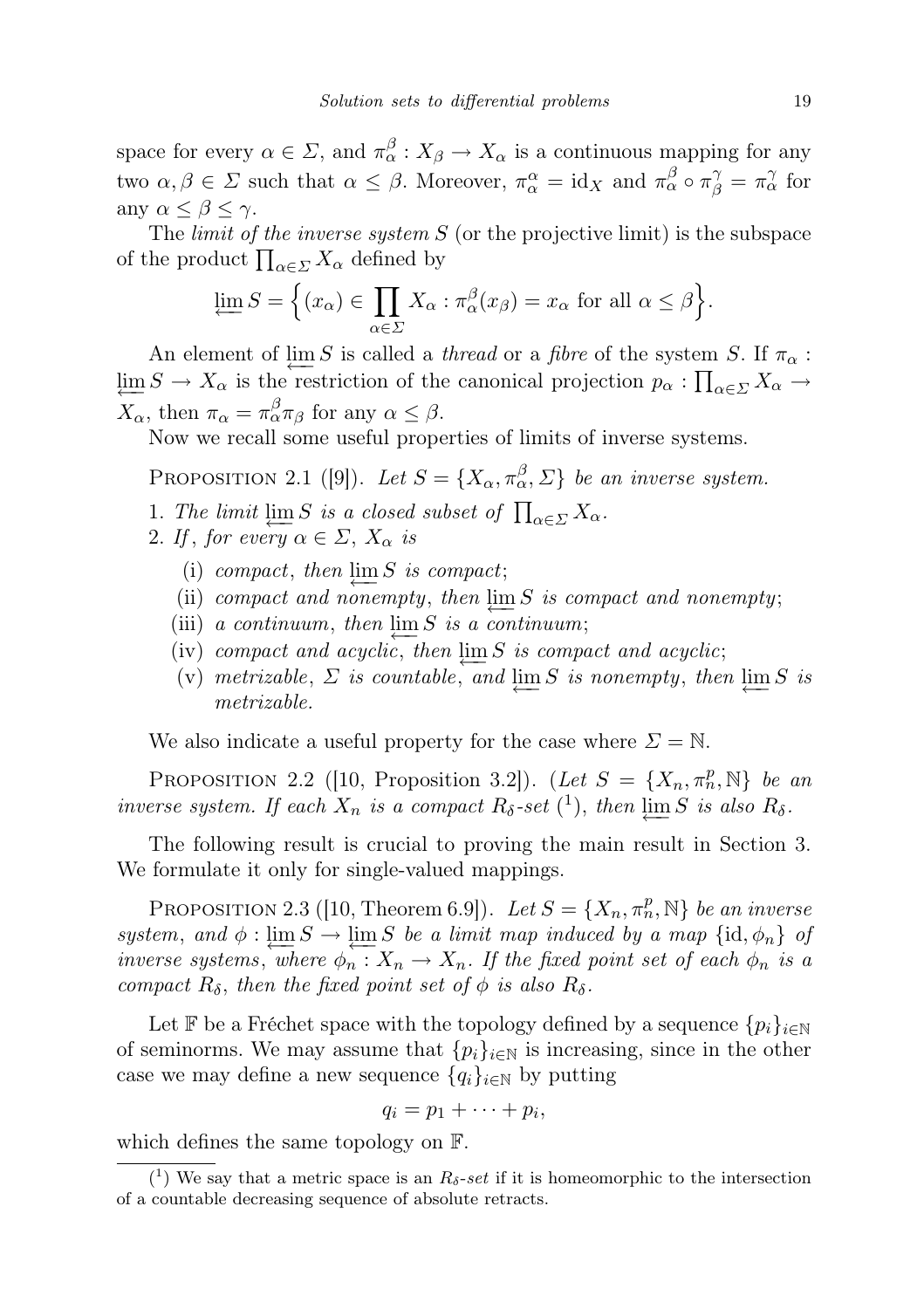space for every $\alpha \in \Sigma$, and $\pi_\alpha^\beta : X_\beta \to X_\alpha$ is a continuous mapping for any two $\alpha, \beta \in \Sigma$ such that $\alpha \leq \beta$. Moreover, $\pi_\alpha^\alpha = \mathrm{id}_X$ and $\pi_\alpha^\beta \circ \pi_\beta^\gamma = \pi_\alpha^\gamma$ for any $\alpha \leq \beta \leq \gamma$.

The *limit of the inverse system* $S$ (or the projective limit) is the subspace of the product $\prod_{\alpha \in \Sigma} X_\alpha$ defined by

$$\varprojlim S = \Big\{ (x_\alpha) \in \prod_{\alpha \in \Sigma} X_\alpha : \pi_\alpha^\beta(x_\beta) = x_\alpha \text{ for all } \alpha \leq \beta \Big\}.$$

An element of $\varprojlim S$ is called a *thread* or a *fibre* of the system $S$. If $\pi_\alpha : \varprojlim S \to X_\alpha$ is the restriction of the canonical projection $p_\alpha : \prod_{\alpha \in \Sigma} X_\alpha \to X_\alpha$, then $\pi_\alpha = \pi_\alpha^\beta \pi_\beta$ for any $\alpha \leq \beta$.

Now we recall some useful properties of limits of inverse systems.

PROPOSITION 2.1 ([9]). *Let $S = \{X_\alpha, \pi_\alpha^\beta, \Sigma\}$ be an inverse system.*

1. *The limit $\varprojlim S$ is a closed subset of $\prod_{\alpha \in \Sigma} X_\alpha$.*
2. *If, for every $\alpha \in \Sigma$, $X_\alpha$ is*
   - (i) *compact, then $\varprojlim S$ is compact;*
   - (ii) *compact and nonempty, then $\varprojlim S$ is compact and nonempty;*
   - (iii) *a continuum, then $\varprojlim S$ is a continuum;*
   - (iv) *compact and acyclic, then $\varprojlim S$ is compact and acyclic;*
   - (v) *metrizable, $\Sigma$ is countable, and $\varprojlim S$ is nonempty, then $\varprojlim S$ is metrizable.*

We also indicate a useful property for the case where $\Sigma = \mathbb{N}$.

PROPOSITION 2.2 ([10, Proposition 3.2]). (*Let $S = \{X_n, \pi_n^p, \mathbb{N}\}$ be an inverse system. If each $X_n$ is a compact $R_\delta$-set* ([1]), *then $\varprojlim S$ is also $R_\delta$.*

The following result is crucial to proving the main result in Section 3. We formulate it only for single-valued mappings.

PROPOSITION 2.3 ([10, Theorem 6.9]). *Let $S = \{X_n, \pi_n^p, \mathbb{N}\}$ be an inverse system, and $\phi : \varprojlim S \to \varprojlim S$ be a limit map induced by a map $\{\mathrm{id}, \phi_n\}$ of inverse systems, where $\phi_n : X_n \to X_n$. If the fixed point set of each $\phi_n$ is a compact $R_\delta$, then the fixed point set of $\phi$ is also $R_\delta$.*

Let $\mathbb{F}$ be a Fréchet space with the topology defined by a sequence $\{p_i\}_{i \in \mathbb{N}}$ of seminorms. We may assume that $\{p_i\}_{i \in \mathbb{N}}$ is increasing, since in the other case we may define a new sequence $\{q_i\}_{i \in \mathbb{N}}$ by putting

$$q_i = p_1 + \cdots + p_i,$$

which defines the same topology on $\mathbb{F}$.

---

([1]) We say that a metric space is an *$R_\delta$-set* if it is homeomorphic to the intersection of a countable decreasing sequence of absolute retracts.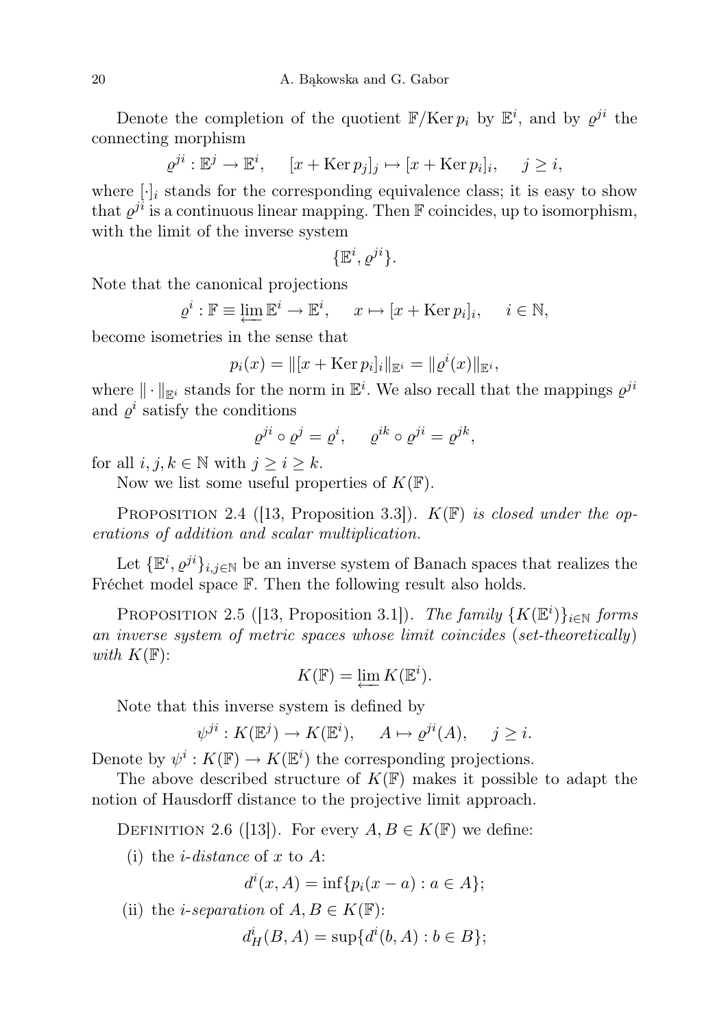Denote the completion of the quotient $\mathbb{F}/\operatorname{Ker} p_i$ by $\mathbb{E}^i$, and by $\varrho^{ji}$ the connecting morphism

$$\varrho^{ji} : \mathbb{E}^j \to \mathbb{E}^i, \quad [x + \operatorname{Ker} p_j]_j \mapsto [x + \operatorname{Ker} p_i]_i, \quad j \geq i,$$

where $[\cdot]_i$ stands for the corresponding equivalence class; it is easy to show that $\varrho^{ji}$ is a continuous linear mapping. Then $\mathbb{F}$ coincides, up to isomorphism, with the limit of the inverse system

$$\{\mathbb{E}^i, \varrho^{ji}\}.$$

Note that the canonical projections

$$\varrho^i : \mathbb{F} \equiv \varprojlim \mathbb{E}^i \to \mathbb{E}^i, \quad x \mapsto [x + \operatorname{Ker} p_i]_i, \quad i \in \mathbb{N},$$

become isometries in the sense that

$$p_i(x) = \|[x + \operatorname{Ker} p_i]_i\|_{\mathbb{E}^i} = \|\varrho^i(x)\|_{\mathbb{E}^i},$$

where $\|\cdot\|_{\mathbb{E}^i}$ stands for the norm in $\mathbb{E}^i$. We also recall that the mappings $\varrho^{ji}$ and $\varrho^i$ satisfy the conditions

$$\varrho^{ji} \circ \varrho^j = \varrho^i, \quad \varrho^{ik} \circ \varrho^{ji} = \varrho^{jk},$$

for all $i, j, k \in \mathbb{N}$ with $j \geq i \geq k$.

Now we list some useful properties of $K(\mathbb{F})$.

Proposition 2.4 ([13, Proposition 3.3]). *$K(\mathbb{F})$ is closed under the operations of addition and scalar multiplication.*

Let $\{\mathbb{E}^i, \varrho^{ji}\}_{i,j \in \mathbb{N}}$ be an inverse system of Banach spaces that realizes the Fréchet model space $\mathbb{F}$. Then the following result also holds.

Proposition 2.5 ([13, Proposition 3.1]). *The family $\{K(\mathbb{E}^i)\}_{i \in \mathbb{N}}$ forms an inverse system of metric spaces whose limit coincides (set-theoretically) with $K(\mathbb{F})$:*

$$K(\mathbb{F}) = \varprojlim K(\mathbb{E}^i).$$

Note that this inverse system is defined by

$$\psi^{ji} : K(\mathbb{E}^j) \to K(\mathbb{E}^i), \quad A \mapsto \varrho^{ji}(A), \quad j \geq i.$$

Denote by $\psi^i : K(\mathbb{F}) \to K(\mathbb{E}^i)$ the corresponding projections.

The above described structure of $K(\mathbb{F})$ makes it possible to adapt the notion of Hausdorff distance to the projective limit approach.

Definition 2.6 ([13]). For every $A, B \in K(\mathbb{F})$ we define:

(i) the *$i$-distance* of $x$ to $A$:

$$d^i(x, A) = \inf\{p_i(x - a) : a \in A\};$$

(ii) the *$i$-separation* of $A, B \in K(\mathbb{F})$:

$$d^i_H(B, A) = \sup\{d^i(b, A) : b \in B\};$$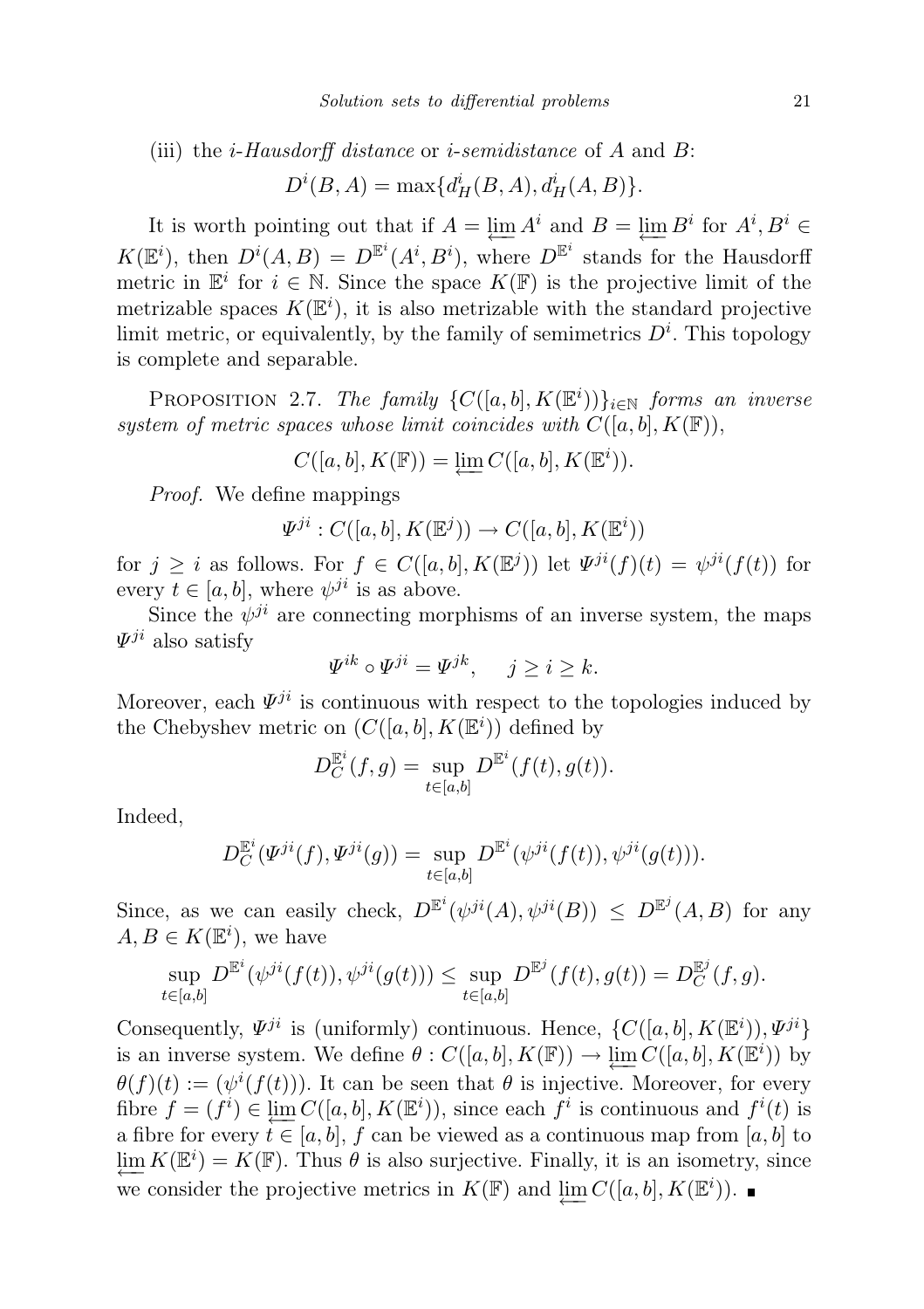(iii) the *i-Hausdorff distance* or *i-semidistance* of $A$ and $B$:

$$D^i(B,A) = \max\{d_H^i(B,A), d_H^i(A,B)\}.$$

It is worth pointing out that if $A = \varprojlim A^i$ and $B = \varprojlim B^i$ for $A^i, B^i \in K(\mathbb{E}^i)$, then $D^i(A,B) = D^{\mathbb{E}^i}(A^i, B^i)$, where $D^{\mathbb{E}^i}$ stands for the Hausdorff metric in $\mathbb{E}^i$ for $i \in \mathbb{N}$. Since the space $K(\mathbb{F})$ is the projective limit of the metrizable spaces $K(\mathbb{E}^i)$, it is also metrizable with the standard projective limit metric, or equivalently, by the family of semimetrics $D^i$. This topology is complete and separable.

PROPOSITION 2.7. *The family $\{C([a,b], K(\mathbb{E}^i))\}_{i\in\mathbb{N}}$ forms an inverse system of metric spaces whose limit coincides with $C([a,b], K(\mathbb{F}))$,*

$$C([a,b], K(\mathbb{F})) = \varprojlim C([a,b], K(\mathbb{E}^i)).$$

*Proof.* We define mappings

$$\Psi^{ji} : C([a,b], K(\mathbb{E}^j)) \to C([a,b], K(\mathbb{E}^i))$$

for $j \geq i$ as follows. For $f \in C([a,b], K(\mathbb{E}^j))$ let $\Psi^{ji}(f)(t) = \psi^{ji}(f(t))$ for every $t \in [a,b]$, where $\psi^{ji}$ is as above.

Since the $\psi^{ji}$ are connecting morphisms of an inverse system, the maps $\Psi^{ji}$ also satisfy

$$\Psi^{ik} \circ \Psi^{ji} = \Psi^{jk}, \quad j \geq i \geq k.$$

Moreover, each $\Psi^{ji}$ is continuous with respect to the topologies induced by the Chebyshev metric on $(C([a,b], K(\mathbb{E}^i))$ defined by

$$D_C^{\mathbb{E}^i}(f,g) = \sup_{t\in[a,b]} D^{\mathbb{E}^i}(f(t), g(t)).$$

Indeed,

$$D_C^{\mathbb{E}^i}(\Psi^{ji}(f), \Psi^{ji}(g)) = \sup_{t\in[a,b]} D^{\mathbb{E}^i}(\psi^{ji}(f(t)), \psi^{ji}(g(t))).$$

Since, as we can easily check, $D^{\mathbb{E}^i}(\psi^{ji}(A), \psi^{ji}(B)) \leq D^{\mathbb{E}^j}(A,B)$ for any $A, B \in K(\mathbb{E}^i)$, we have

$$\sup_{t\in[a,b]} D^{\mathbb{E}^i}(\psi^{ji}(f(t)), \psi^{ji}(g(t))) \leq \sup_{t\in[a,b]} D^{\mathbb{E}^j}(f(t), g(t)) = D_C^{\mathbb{E}^j}(f,g).$$

Consequently, $\Psi^{ji}$ is (uniformly) continuous. Hence, $\{C([a,b], K(\mathbb{E}^i)), \Psi^{ji}\}$ is an inverse system. We define $\theta : C([a,b], K(\mathbb{F})) \to \varprojlim C([a,b], K(\mathbb{E}^i))$ by $\theta(f)(t) := (\psi^i(f(t)))$. It can be seen that $\theta$ is injective. Moreover, for every fibre $f = (f^i) \in \varprojlim C([a,b], K(\mathbb{E}^i))$, since each $f^i$ is continuous and $f^i(t)$ is a fibre for every $t \in [a,b]$, $f$ can be viewed as a continuous map from $[a,b]$ to $\varprojlim K(\mathbb{E}^i) = K(\mathbb{F})$. Thus $\theta$ is also surjective. Finally, it is an isometry, since we consider the projective metrics in $K(\mathbb{F})$ and $\varprojlim C([a,b], K(\mathbb{E}^i))$. ∎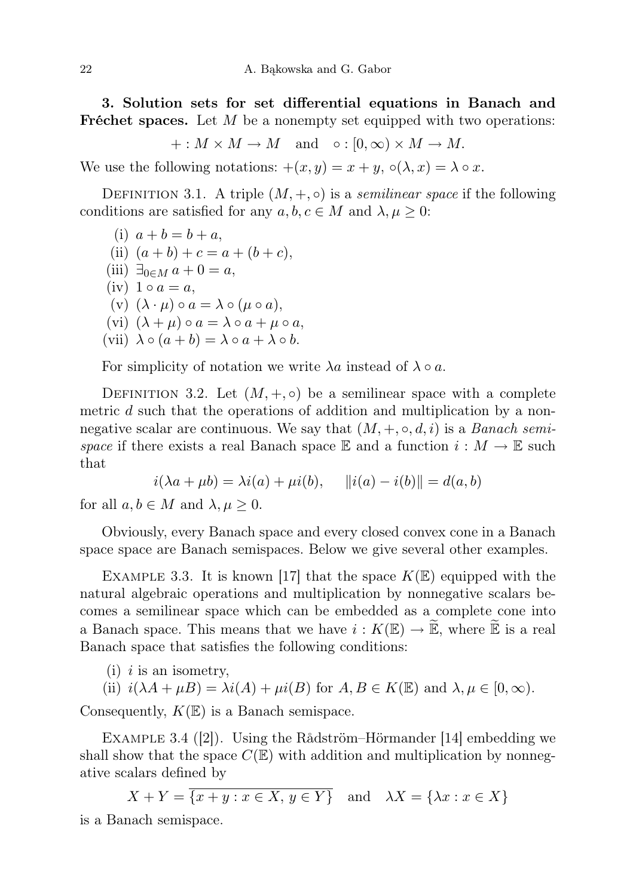**3. Solution sets for set differential equations in Banach and Fréchet spaces.** Let $M$ be a nonempty set equipped with two operations:

$$+ : M \times M \to M \quad \text{and} \quad \circ : [0, \infty) \times M \to M.$$

We use the following notations: $+(x, y) = x + y$, $\circ(\lambda, x) = \lambda \circ x$.

Definition 3.1. A triple $(M, +, \circ)$ is a *semilinear space* if the following conditions are satisfied for any $a, b, c \in M$ and $\lambda, \mu \geq 0$:

(i) $a + b = b + a$,
(ii) $(a + b) + c = a + (b + c)$,
(iii) $\exists_{0 \in M}\, a + 0 = a$,
(iv) $1 \circ a = a$,
(v) $(\lambda \cdot \mu) \circ a = \lambda \circ (\mu \circ a)$,
(vi) $(\lambda + \mu) \circ a = \lambda \circ a + \mu \circ a$,
(vii) $\lambda \circ (a + b) = \lambda \circ a + \lambda \circ b$.

For simplicity of notation we write $\lambda a$ instead of $\lambda \circ a$.

Definition 3.2. Let $(M, +, \circ)$ be a semilinear space with a complete metric $d$ such that the operations of addition and multiplication by a nonnegative scalar are continuous. We say that $(M, +, \circ, d, i)$ is a *Banach semispace* if there exists a real Banach space $\mathbb{E}$ and a function $i : M \to \mathbb{E}$ such that

$$i(\lambda a + \mu b) = \lambda i(a) + \mu i(b), \qquad \|i(a) - i(b)\| = d(a, b)$$

for all $a, b \in M$ and $\lambda, \mu \geq 0$.

Obviously, every Banach space and every closed convex cone in a Banach space space are Banach semispaces. Below we give several other examples.

Example 3.3. It is known [17] that the space $K(\mathbb{E})$ equipped with the natural algebraic operations and multiplication by nonnegative scalars becomes a semilinear space which can be embedded as a complete cone into a Banach space. This means that we have $i : K(\mathbb{E}) \to \widetilde{\mathbb{E}}$, where $\widetilde{\mathbb{E}}$ is a real Banach space that satisfies the following conditions:

(i) $i$ is an isometry,
(ii) $i(\lambda A + \mu B) = \lambda i(A) + \mu i(B)$ for $A, B \in K(\mathbb{E})$ and $\lambda, \mu \in [0, \infty)$.

Consequently, $K(\mathbb{E})$ is a Banach semispace.

Example 3.4 ([2]). Using the Rådström–Hörmander [14] embedding we shall show that the space $C(\mathbb{E})$ with addition and multiplication by nonnegative scalars defined by

$$X + Y = \overline{\{x + y : x \in X,\, y \in Y\}} \quad \text{and} \quad \lambda X = \{\lambda x : x \in X\}$$

is a Banach semispace.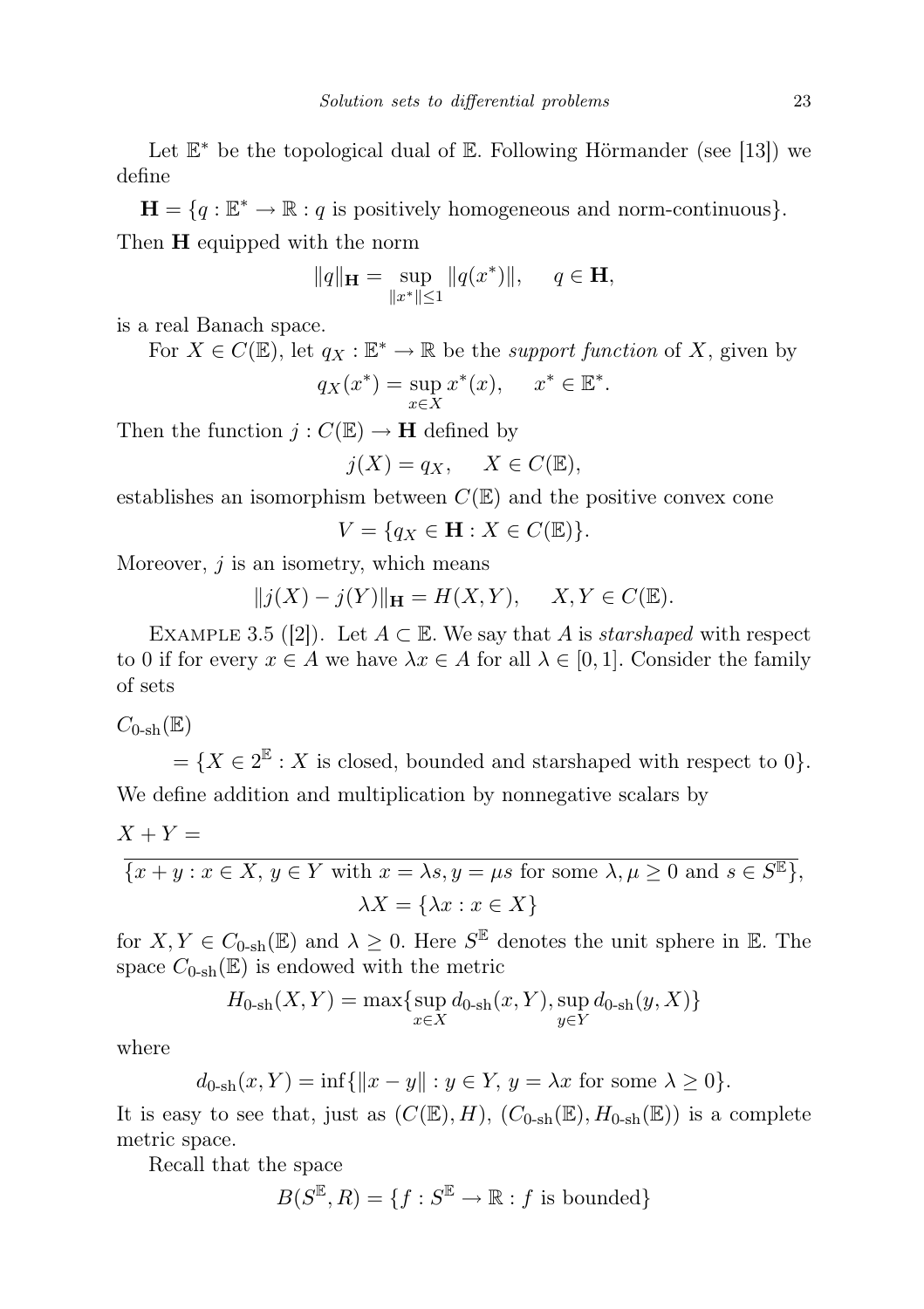Let $\mathbb{E}^*$ be the topological dual of $\mathbb{E}$. Following Hörmander (see [13]) we define

$$\mathbf{H} = \{q : \mathbb{E}^* \to \mathbb{R} : q \text{ is positively homogeneous and norm-continuous}\}.$$

Then $\mathbf{H}$ equipped with the norm

$$\|q\|_{\mathbf{H}} = \sup_{\|x^*\| \le 1} \|q(x^*)\|, \quad q \in \mathbf{H},$$

is a real Banach space.

For $X \in C(\mathbb{E})$, let $q_X : \mathbb{E}^* \to \mathbb{R}$ be the *support function* of $X$, given by

$$q_X(x^*) = \sup_{x \in X} x^*(x), \quad x^* \in \mathbb{E}^*.$$

Then the function $j : C(\mathbb{E}) \to \mathbf{H}$ defined by

$$j(X) = q_X, \quad X \in C(\mathbb{E}),$$

establishes an isomorphism between $C(\mathbb{E})$ and the positive convex cone

$$V = \{q_X \in \mathbf{H} : X \in C(\mathbb{E})\}.$$

Moreover, $j$ is an isometry, which means

$$\|j(X) - j(Y)\|_{\mathbf{H}} = H(X, Y), \quad X, Y \in C(\mathbb{E}).$$

Example 3.5 ([2]). Let $A \subset \mathbb{E}$. We say that $A$ is *starshaped* with respect to 0 if for every $x \in A$ we have $\lambda x \in A$ for all $\lambda \in [0, 1]$. Consider the family of sets

$$C_{0\text{-sh}}(\mathbb{E}) = \{X \in 2^{\mathbb{E}} : X \text{ is closed, bounded and starshaped with respect to } 0\}.$$

We define addition and multiplication by nonnegative scalars by

$$X + Y = \overline{\{x + y : x \in X,\ y \in Y \text{ with } x = \lambda s, y = \mu s \text{ for some } \lambda, \mu \ge 0 \text{ and } s \in S^{\mathbb{E}}\}},$$

$$\lambda X = \{\lambda x : x \in X\}$$

for $X, Y \in C_{0\text{-sh}}(\mathbb{E})$ and $\lambda \ge 0$. Here $S^{\mathbb{E}}$ denotes the unit sphere in $\mathbb{E}$. The space $C_{0\text{-sh}}(\mathbb{E})$ is endowed with the metric

$$H_{0\text{-sh}}(X, Y) = \max\{\sup_{x \in X} d_{0\text{-sh}}(x, Y), \sup_{y \in Y} d_{0\text{-sh}}(y, X)\}$$

where

$$d_{0\text{-sh}}(x, Y) = \inf\{\|x - y\| : y \in Y,\ y = \lambda x \text{ for some } \lambda \ge 0\}.$$

It is easy to see that, just as $(C(\mathbb{E}), H)$, $(C_{0\text{-sh}}(\mathbb{E}), H_{0\text{-sh}}(\mathbb{E}))$ is a complete metric space.

Recall that the space

$$B(S^{\mathbb{E}}, R) = \{f : S^{\mathbb{E}} \to \mathbb{R} : f \text{ is bounded}\}$$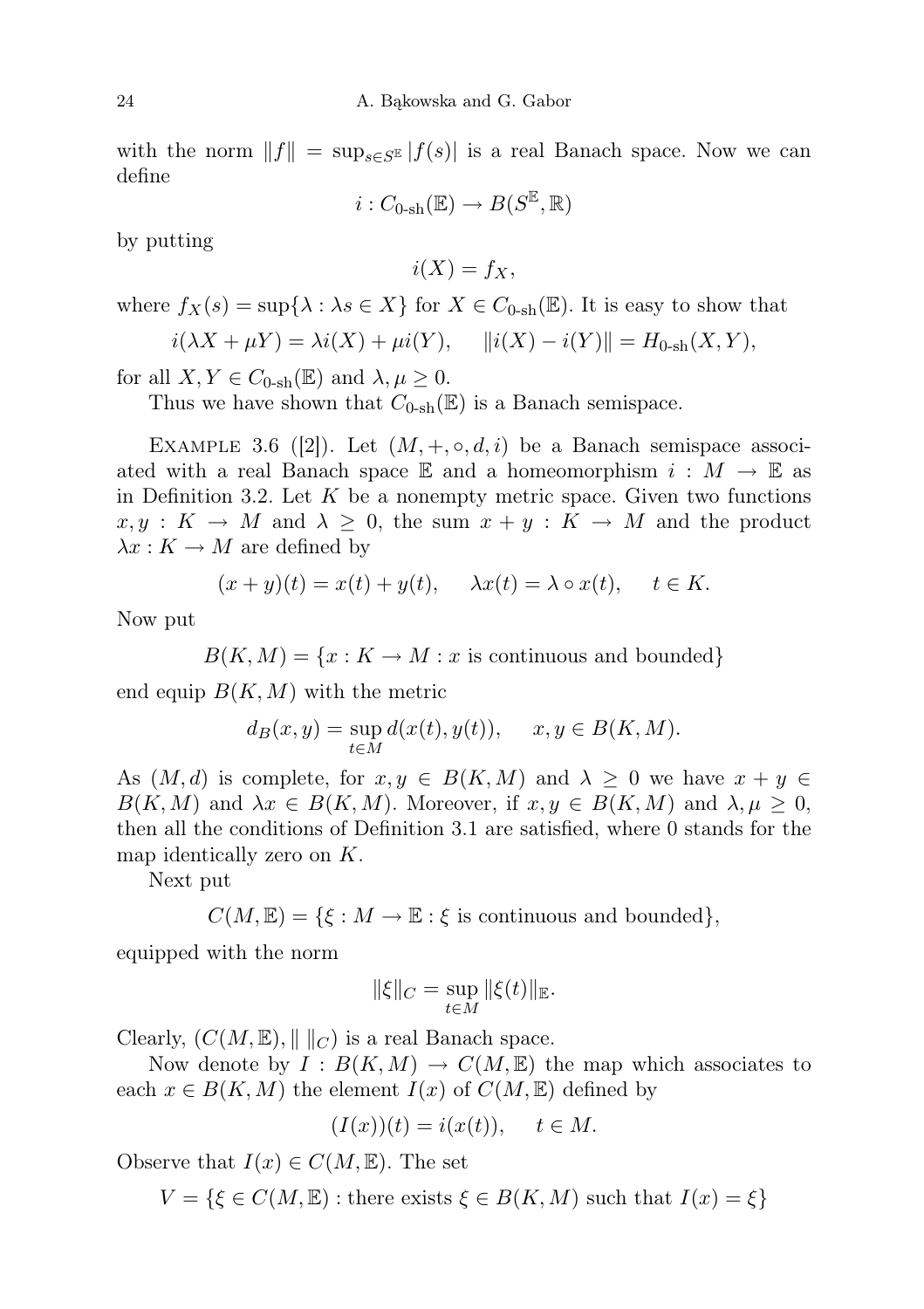with the norm $\|f\| = \sup_{s \in S^{\mathbb{E}}} |f(s)|$ is a real Banach space. Now we can define

$$i : C_{0\text{-sh}}(\mathbb{E}) \to B(S^{\mathbb{E}}, \mathbb{R})$$

by putting

$$i(X) = f_X,$$

where $f_X(s) = \sup\{\lambda : \lambda s \in X\}$ for $X \in C_{0\text{-sh}}(\mathbb{E})$. It is easy to show that

$$i(\lambda X + \mu Y) = \lambda i(X) + \mu i(Y), \qquad \|i(X) - i(Y)\| = H_{0\text{-sh}}(X, Y),$$

for all $X, Y \in C_{0\text{-sh}}(\mathbb{E})$ and $\lambda, \mu \geq 0$.

Thus we have shown that $C_{0\text{-sh}}(\mathbb{E})$ is a Banach semispace.

Example 3.6 ([2]). Let $(M, +, \circ, d, i)$ be a Banach semispace associated with a real Banach space $\mathbb{E}$ and a homeomorphism $i : M \to \mathbb{E}$ as in Definition 3.2. Let $K$ be a nonempty metric space. Given two functions $x, y : K \to M$ and $\lambda \geq 0$, the sum $x + y : K \to M$ and the product $\lambda x : K \to M$ are defined by

$$(x + y)(t) = x(t) + y(t), \qquad \lambda x(t) = \lambda \circ x(t), \qquad t \in K.$$

Now put

$$B(K, M) = \{x : K \to M : x \text{ is continuous and bounded}\}$$

end equip $B(K, M)$ with the metric

$$d_B(x, y) = \sup_{t \in M} d(x(t), y(t)), \qquad x, y \in B(K, M).$$

As $(M, d)$ is complete, for $x, y \in B(K, M)$ and $\lambda \geq 0$ we have $x + y \in B(K, M)$ and $\lambda x \in B(K, M)$. Moreover, if $x, y \in B(K, M)$ and $\lambda, \mu \geq 0$, then all the conditions of Definition 3.1 are satisfied, where 0 stands for the map identically zero on $K$.

Next put

$$C(M, \mathbb{E}) = \{\xi : M \to \mathbb{E} : \xi \text{ is continuous and bounded}\},$$

equipped with the norm

$$\|\xi\|_C = \sup_{t \in M} \|\xi(t)\|_{\mathbb{E}}.$$

Clearly, $(C(M, \mathbb{E}), \| \, \|_C)$ is a real Banach space.

Now denote by $I : B(K, M) \to C(M, \mathbb{E})$ the map which associates to each $x \in B(K, M)$ the element $I(x)$ of $C(M, \mathbb{E})$ defined by

$$(I(x))(t) = i(x(t)), \qquad t \in M.$$

Observe that $I(x) \in C(M, \mathbb{E})$. The set

$$V = \{\xi \in C(M, \mathbb{E}) : \text{there exists } \xi \in B(K, M) \text{ such that } I(x) = \xi\}$$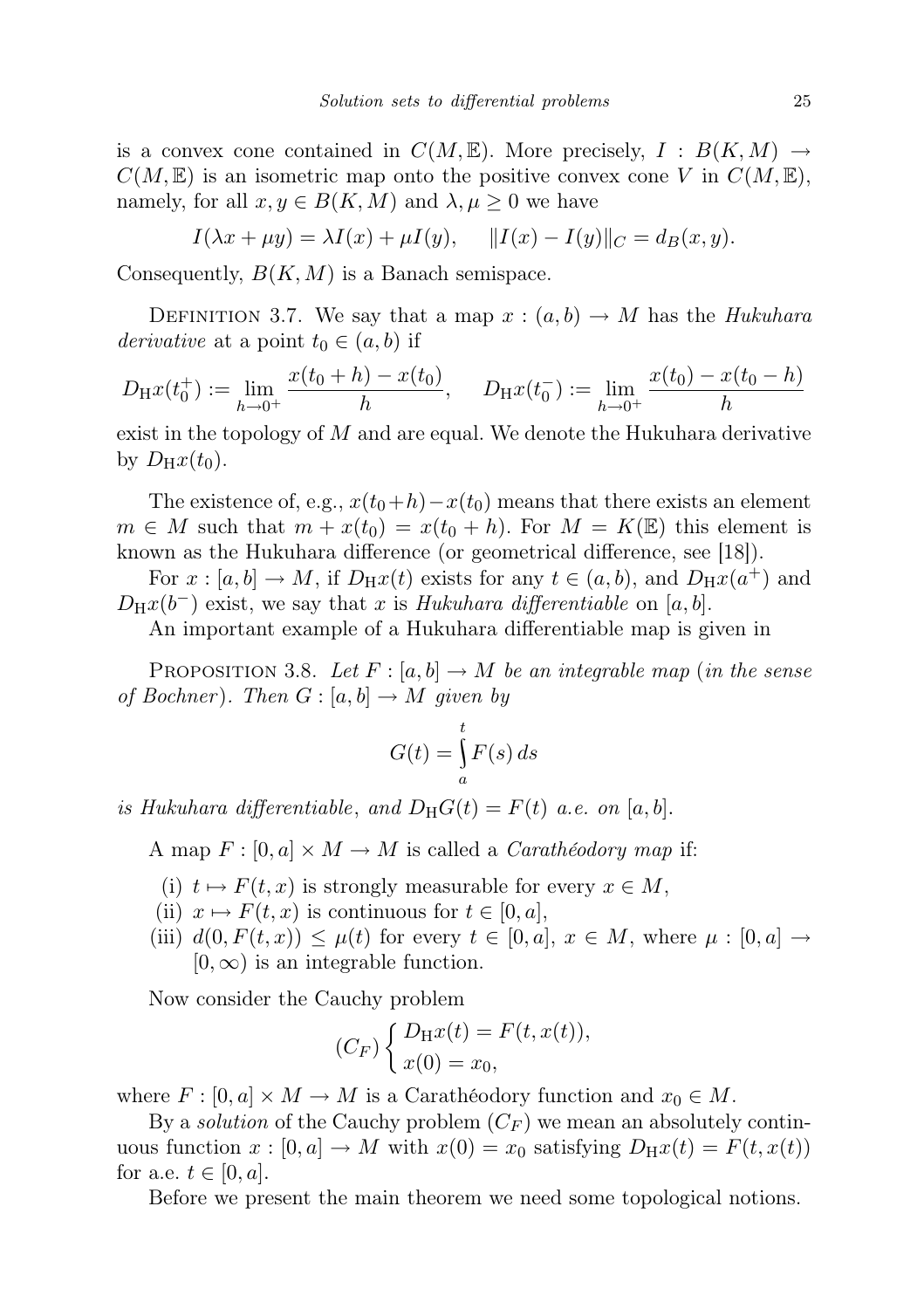is a convex cone contained in $C(M, \mathbb{E})$. More precisely, $I : B(K, M) \to C(M, \mathbb{E})$ is an isometric map onto the positive convex cone $V$ in $C(M, \mathbb{E})$, namely, for all $x, y \in B(K, M)$ and $\lambda, \mu \geq 0$ we have

$$I(\lambda x + \mu y) = \lambda I(x) + \mu I(y), \qquad \|I(x) - I(y)\|_C = d_B(x, y).$$

Consequently, $B(K, M)$ is a Banach semispace.

Definition 3.7. We say that a map $x : (a, b) \to M$ has the *Hukuhara derivative* at a point $t_0 \in (a, b)$ if

$$D_{\mathrm{H}}x(t_0^+) := \lim_{h \to 0^+} \frac{x(t_0 + h) - x(t_0)}{h}, \qquad D_{\mathrm{H}}x(t_0^-) := \lim_{h \to 0^+} \frac{x(t_0) - x(t_0 - h)}{h}$$

exist in the topology of $M$ and are equal. We denote the Hukuhara derivative by $D_{\mathrm{H}}x(t_0)$.

The existence of, e.g., $x(t_0+h) - x(t_0)$ means that there exists an element $m \in M$ such that $m + x(t_0) = x(t_0 + h)$. For $M = K(\mathbb{E})$ this element is known as the Hukuhara difference (or geometrical difference, see [18]).

For $x : [a, b] \to M$, if $D_{\mathrm{H}}x(t)$ exists for any $t \in (a, b)$, and $D_{\mathrm{H}}x(a^+)$ and $D_{\mathrm{H}}x(b^-)$ exist, we say that $x$ is *Hukuhara differentiable* on $[a, b]$.

An important example of a Hukuhara differentiable map is given in

Proposition 3.8. *Let $F : [a, b] \to M$ be an integrable map* (*in the sense of Bochner*). *Then $G : [a, b] \to M$ given by*

$$G(t) = \int_a^t F(s)\, ds$$

*is Hukuhara differentiable*, *and $D_{\mathrm{H}}G(t) = F(t)$ a.e. on $[a, b]$.*

A map $F : [0, a] \times M \to M$ is called a *Carathéodory map* if:

(i) $t \mapsto F(t, x)$ is strongly measurable for every $x \in M$,
(ii) $x \mapsto F(t, x)$ is continuous for $t \in [0, a]$,
(iii) $d(0, F(t, x)) \leq \mu(t)$ for every $t \in [0, a]$, $x \in M$, where $\mu : [0, a] \to [0, \infty)$ is an integrable function.

Now consider the Cauchy problem

$$(C_F) \begin{cases} D_{\mathrm{H}}x(t) = F(t, x(t)), \\ x(0) = x_0, \end{cases}$$

where $F : [0, a] \times M \to M$ is a Carathéodory function and $x_0 \in M$.

By a *solution* of the Cauchy problem $(C_F)$ we mean an absolutely continuous function $x : [0, a] \to M$ with $x(0) = x_0$ satisfying $D_{\mathrm{H}}x(t) = F(t, x(t))$ for a.e. $t \in [0, a]$.

Before we present the main theorem we need some topological notions.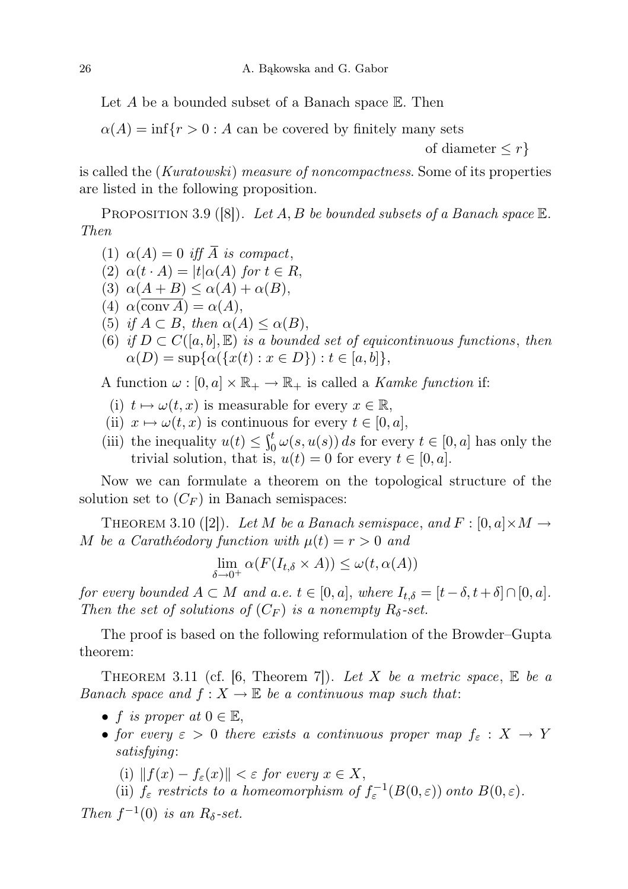Let $A$ be a bounded subset of a Banach space $\mathbb{E}$. Then

$\alpha(A) = \inf\{r > 0 : A$ can be covered by finitely many sets of diameter $\leq r\}$

is called the (*Kuratowski*) *measure of noncompactness*. Some of its properties are listed in the following proposition.

PROPOSITION 3.9 ([8]). *Let $A, B$ be bounded subsets of a Banach space $\mathbb{E}$. Then*

(1) $\alpha(A) = 0$ *iff* $\overline{A}$ *is compact*,
(2) $\alpha(t \cdot A) = |t|\alpha(A)$ *for* $t \in R$,
(3) $\alpha(A + B) \leq \alpha(A) + \alpha(B)$,
(4) $\alpha(\overline{\operatorname{conv} A}) = \alpha(A)$,
(5) *if* $A \subset B$, *then* $\alpha(A) \leq \alpha(B)$,
(6) *if* $D \subset C([a, b], \mathbb{E})$ *is a bounded set of equicontinuous functions*, *then* $\alpha(D) = \sup\{\alpha(\{x(t) : x \in D\}) : t \in [a, b]\}$,

A function $\omega : [0, a] \times \mathbb{R}_+ \to \mathbb{R}_+$ is called a *Kamke function* if:

(i) $t \mapsto \omega(t, x)$ is measurable for every $x \in \mathbb{R}$,
(ii) $x \mapsto \omega(t, x)$ is continuous for every $t \in [0, a]$,
(iii) the inequality $u(t) \leq \int_0^t \omega(s, u(s))\,ds$ for every $t \in [0, a]$ has only the trivial solution, that is, $u(t) = 0$ for every $t \in [0, a]$.

Now we can formulate a theorem on the topological structure of the solution set to $(C_F)$ in Banach semispaces:

THEOREM 3.10 ([2]). *Let $M$ be a Banach semispace*, *and $F : [0, a] \times M \to M$ be a Carathéodory function with $\mu(t) = r > 0$ and*

$$\lim_{\delta \to 0^+} \alpha(F(I_{t,\delta} \times A)) \leq \omega(t, \alpha(A))$$

*for every bounded $A \subset M$ and a.e. $t \in [0, a]$, where $I_{t,\delta} = [t - \delta, t + \delta] \cap [0, a]$. Then the set of solutions of $(C_F)$ is a nonempty $R_\delta$-set.*

The proof is based on the following reformulation of the Browder–Gupta theorem:

THEOREM 3.11 (cf. [6, Theorem 7]). *Let $X$ be a metric space*, *$\mathbb{E}$ be a Banach space and $f : X \to \mathbb{E}$ be a continuous map such that*:

- *$f$ is proper at $0 \in \mathbb{E}$*,
- *for every $\varepsilon > 0$ there exists a continuous proper map $f_\varepsilon : X \to Y$ satisfying*:
  (i) $\|f(x) - f_\varepsilon(x)\| < \varepsilon$ *for every* $x \in X$,
  (ii) $f_\varepsilon$ *restricts to a homeomorphism of* $f_\varepsilon^{-1}(B(0, \varepsilon))$ *onto* $B(0, \varepsilon)$.

*Then $f^{-1}(0)$ is an $R_\delta$-set.*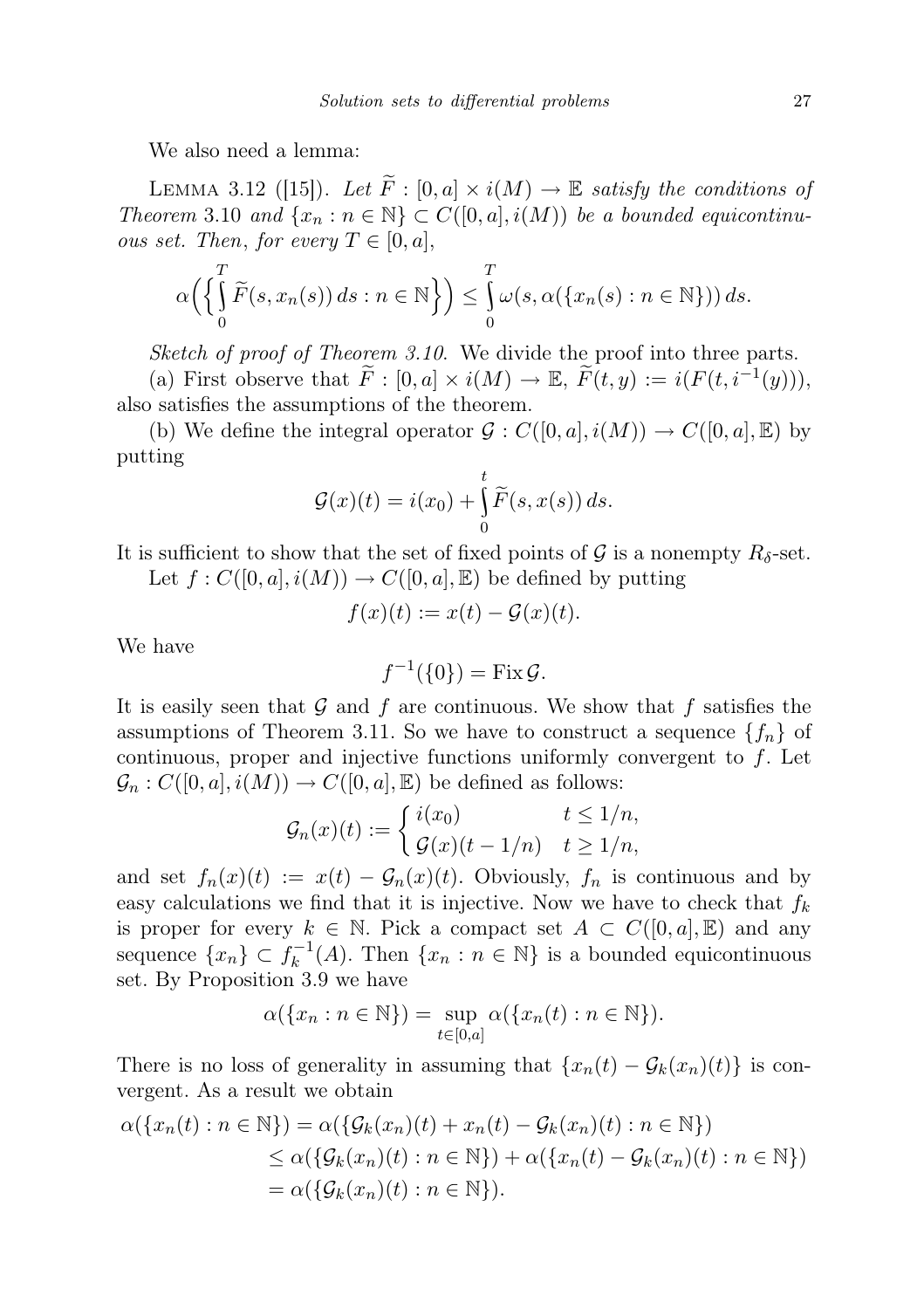We also need a lemma:

Lemma 3.12 ([15]). *Let $\widetilde{F} : [0,a] \times i(M) \to \mathbb{E}$ satisfy the conditions of Theorem* 3.10 *and $\{x_n : n \in \mathbb{N}\} \subset C([0,a], i(M))$ be a bounded equicontinuous set. Then, for every $T \in [0,a]$,*

$$\alpha\Big(\Big\{\int_0^T \widetilde{F}(s, x_n(s))\,ds : n \in \mathbb{N}\Big\}\Big) \le \int_0^T \omega(s, \alpha(\{x_n(s) : n \in \mathbb{N}\}))\,ds.$$

*Sketch of proof of Theorem 3.10.* We divide the proof into three parts.

(a) First observe that $\widetilde{F} : [0,a] \times i(M) \to \mathbb{E}$, $\widetilde{F}(t,y) := i(F(t, i^{-1}(y)))$, also satisfies the assumptions of the theorem.

(b) We define the integral operator $\mathcal{G} : C([0,a], i(M)) \to C([0,a], \mathbb{E})$ by putting

$$\mathcal{G}(x)(t) = i(x_0) + \int_0^t \widetilde{F}(s, x(s))\,ds.$$

It is sufficient to show that the set of fixed points of $\mathcal{G}$ is a nonempty $R_\delta$-set.

Let $f : C([0,a], i(M)) \to C([0,a], \mathbb{E})$ be defined by putting

$$f(x)(t) := x(t) - \mathcal{G}(x)(t).$$

We have

$$f^{-1}(\{0\}) = \operatorname{Fix} \mathcal{G}.$$

It is easily seen that $\mathcal{G}$ and $f$ are continuous. We show that $f$ satisfies the assumptions of Theorem 3.11. So we have to construct a sequence $\{f_n\}$ of continuous, proper and injective functions uniformly convergent to $f$. Let $\mathcal{G}_n : C([0,a], i(M)) \to C([0,a], \mathbb{E})$ be defined as follows:

$$\mathcal{G}_n(x)(t) := \begin{cases} i(x_0) & t \le 1/n, \\ \mathcal{G}(x)(t - 1/n) & t \ge 1/n, \end{cases}$$

and set $f_n(x)(t) := x(t) - \mathcal{G}_n(x)(t)$. Obviously, $f_n$ is continuous and by easy calculations we find that it is injective. Now we have to check that $f_k$ is proper for every $k \in \mathbb{N}$. Pick a compact set $A \subset C([0,a], \mathbb{E})$ and any sequence $\{x_n\} \subset f_k^{-1}(A)$. Then $\{x_n : n \in \mathbb{N}\}$ is a bounded equicontinuous set. By Proposition 3.9 we have

$$\alpha(\{x_n : n \in \mathbb{N}\}) = \sup_{t \in [0,a]} \alpha(\{x_n(t) : n \in \mathbb{N}\}).$$

There is no loss of generality in assuming that $\{x_n(t) - \mathcal{G}_k(x_n)(t)\}$ is convergent. As a result we obtain

$$\begin{aligned}
\alpha(\{x_n(t) : n \in \mathbb{N}\}) &= \alpha(\{\mathcal{G}_k(x_n)(t) + x_n(t) - \mathcal{G}_k(x_n)(t) : n \in \mathbb{N}\}) \\
&\le \alpha(\{\mathcal{G}_k(x_n)(t) : n \in \mathbb{N}\}) + \alpha(\{x_n(t) - \mathcal{G}_k(x_n)(t) : n \in \mathbb{N}\}) \\
&= \alpha(\{\mathcal{G}_k(x_n)(t) : n \in \mathbb{N}\}).
\end{aligned}$$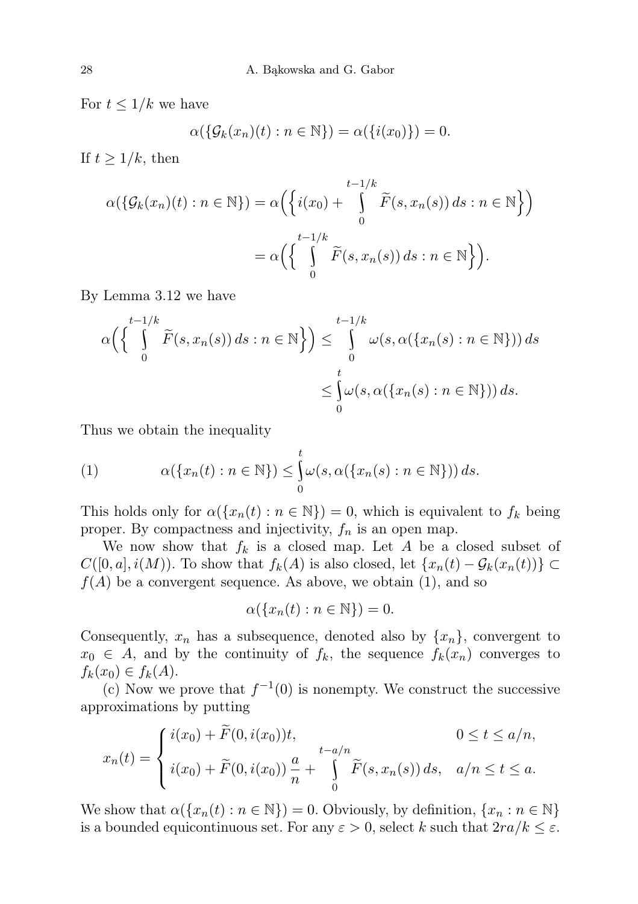For $t \leq 1/k$ we have

$$\alpha(\{\mathcal{G}_k(x_n)(t) : n \in \mathbb{N}\}) = \alpha(\{i(x_0)\}) = 0.$$

If $t \geq 1/k$, then

$$\begin{aligned}
\alpha(\{\mathcal{G}_k(x_n)(t) : n \in \mathbb{N}\}) &= \alpha\Big(\Big\{ i(x_0) + \int\limits_0^{t-1/k} \widetilde{F}(s, x_n(s))\, ds : n \in \mathbb{N}\Big\}\Big) \\
&= \alpha\Big(\Big\{ \int\limits_0^{t-1/k} \widetilde{F}(s, x_n(s))\, ds : n \in \mathbb{N}\Big\}\Big).
\end{aligned}$$

By Lemma 3.12 we have

$$\begin{aligned}
\alpha\Big(\Big\{ \int\limits_0^{t-1/k} \widetilde{F}(s, x_n(s))\, ds : n \in \mathbb{N}\Big\}\Big) &\leq \int\limits_0^{t-1/k} \omega(s, \alpha(\{x_n(s) : n \in \mathbb{N}\}))\, ds \\
&\leq \int\limits_0^{t} \omega(s, \alpha(\{x_n(s) : n \in \mathbb{N}\}))\, ds.
\end{aligned}$$

Thus we obtain the inequality

$$\alpha(\{x_n(t) : n \in \mathbb{N}\}) \leq \int\limits_0^{t} \omega(s, \alpha(\{x_n(s) : n \in \mathbb{N}\}))\, ds. \tag{1}$$

This holds only for $\alpha(\{x_n(t) : n \in \mathbb{N}\}) = 0$, which is equivalent to $f_k$ being proper. By compactness and injectivity, $f_n$ is an open map.

We now show that $f_k$ is a closed map. Let $A$ be a closed subset of $C([0,a], i(M))$. To show that $f_k(A)$ is also closed, let $\{x_n(t) - \mathcal{G}_k(x_n(t))\} \subset f(A)$ be a convergent sequence. As above, we obtain (1), and so

$$\alpha(\{x_n(t) : n \in \mathbb{N}\}) = 0.$$

Consequently, $x_n$ has a subsequence, denoted also by $\{x_n\}$, convergent to $x_0 \in A$, and by the continuity of $f_k$, the sequence $f_k(x_n)$ converges to $f_k(x_0) \in f_k(A)$.

(c) Now we prove that $f^{-1}(0)$ is nonempty. We construct the successive approximations by putting

$$x_n(t) = \begin{cases} i(x_0) + \widetilde{F}(0, i(x_0))t, & 0 \leq t \leq a/n, \\ i(x_0) + \widetilde{F}(0, i(x_0))\, \dfrac{a}{n} + \displaystyle\int\limits_0^{t-a/n} \widetilde{F}(s, x_n(s))\, ds, & a/n \leq t \leq a. \end{cases}$$

We show that $\alpha(\{x_n(t) : n \in \mathbb{N}\}) = 0$. Obviously, by definition, $\{x_n : n \in \mathbb{N}\}$ is a bounded equicontinuous set. For any $\varepsilon > 0$, select $k$ such that $2ra/k \leq \varepsilon$.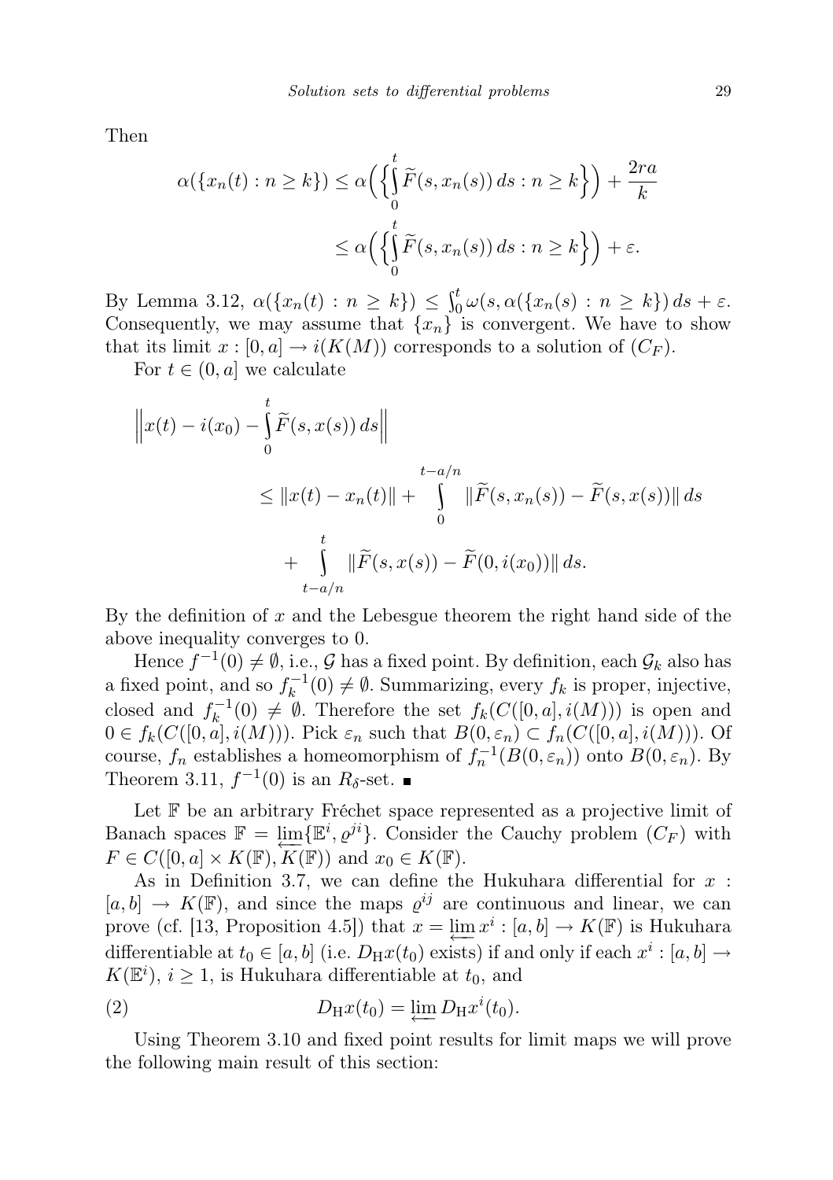Then

$$\alpha(\{x_n(t) : n \geq k\}) \leq \alpha\Big(\Big\{\int_0^t \widetilde{F}(s, x_n(s))\, ds : n \geq k\Big\}\Big) + \frac{2ra}{k}$$

$$\leq \alpha\Big(\Big\{\int_0^t \widetilde{F}(s, x_n(s))\, ds : n \geq k\Big\}\Big) + \varepsilon.$$

By Lemma 3.12, $\alpha(\{x_n(t) : n \geq k\}) \leq \int_0^t \omega(s, \alpha(\{x_n(s) : n \geq k\})\, ds + \varepsilon$. Consequently, we may assume that $\{x_n\}$ is convergent. We have to show that its limit $x : [0, a] \to i(K(M))$ corresponds to a solution of $(C_F)$.

For $t \in (0, a]$ we calculate

$$\Big\| x(t) - i(x_0) - \int_0^t \widetilde{F}(s, x(s))\, ds \Big\|$$

$$\leq \|x(t) - x_n(t)\| + \int_0^{t-a/n} \|\widetilde{F}(s, x_n(s)) - \widetilde{F}(s, x(s))\|\, ds$$

$$+ \int_{t-a/n}^{t} \|\widetilde{F}(s, x(s)) - \widetilde{F}(0, i(x_0))\|\, ds.$$

By the definition of $x$ and the Lebesgue theorem the right hand side of the above inequality converges to 0.

Hence $f^{-1}(0) \neq \emptyset$, i.e., $\mathcal{G}$ has a fixed point. By definition, each $\mathcal{G}_k$ also has a fixed point, and so $f_k^{-1}(0) \neq \emptyset$. Summarizing, every $f_k$ is proper, injective, closed and $f_k^{-1}(0) \neq \emptyset$. Therefore the set $f_k(C([0, a], i(M)))$ is open and $0 \in f_k(C([0, a], i(M)))$. Pick $\varepsilon_n$ such that $B(0, \varepsilon_n) \subset f_n(C([0, a], i(M)))$. Of course, $f_n$ establishes a homeomorphism of $f_n^{-1}(B(0, \varepsilon_n))$ onto $B(0, \varepsilon_n)$. By Theorem 3.11, $f^{-1}(0)$ is an $R_\delta$-set. ∎

Let $\mathbb{F}$ be an arbitrary Fréchet space represented as a projective limit of Banach spaces $\mathbb{F} = \varprojlim\{\mathbb{E}^i, \varrho^{ji}\}$. Consider the Cauchy problem $(C_F)$ with $F \in C([0, a] \times K(\mathbb{F}), K(\mathbb{F}))$ and $x_0 \in K(\mathbb{F})$.

As in Definition 3.7, we can define the Hukuhara differential for $x : [a, b] \to K(\mathbb{F})$, and since the maps $\varrho^{ij}$ are continuous and linear, we can prove (cf. [13, Proposition 4.5]) that $x = \varprojlim x^i : [a, b] \to K(\mathbb{F})$ is Hukuhara differentiable at $t_0 \in [a, b]$ (i.e. $D_{\mathrm{H}} x(t_0)$ exists) if and only if each $x^i : [a, b] \to K(\mathbb{E}^i)$, $i \geq 1$, is Hukuhara differentiable at $t_0$, and

$$D_{\mathrm{H}} x(t_0) = \varprojlim D_{\mathrm{H}} x^i(t_0). \tag{2}$$

Using Theorem 3.10 and fixed point results for limit maps we will prove the following main result of this section: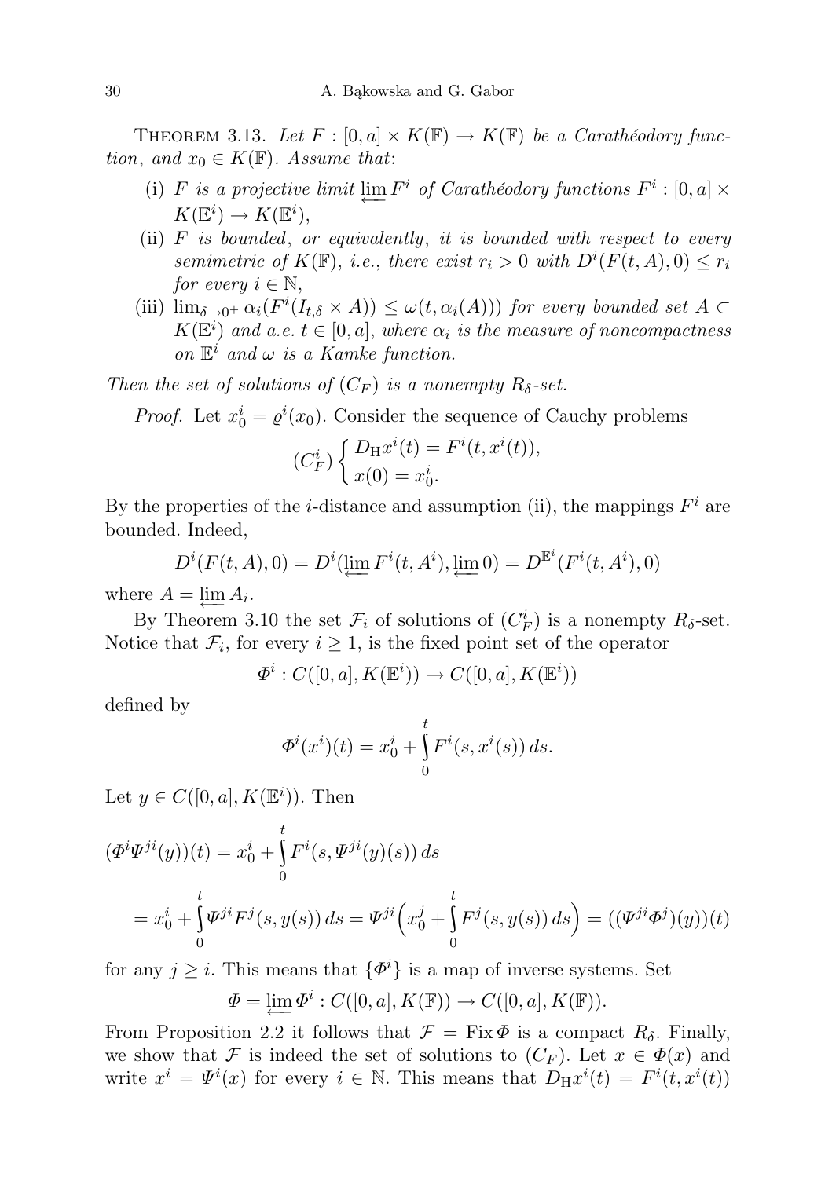THEOREM 3.13. *Let $F : [0, a] \times K(\mathbb{F}) \to K(\mathbb{F})$ be a Carathéodory function, and $x_0 \in K(\mathbb{F})$. Assume that*:

- (i) *$F$ is a projective limit $\varprojlim F^i$ of Carathéodory functions $F^i : [0, a] \times K(\mathbb{E}^i) \to K(\mathbb{E}^i)$,*
- (ii) *$F$ is bounded, or equivalently, it is bounded with respect to every semimetric of $K(\mathbb{F})$, i.e., there exist $r_i > 0$ with $D^i(F(t, A), 0) \le r_i$ for every $i \in \mathbb{N}$,*
- (iii) *$\lim_{\delta \to 0^+} \alpha_i(F^i(I_{t,\delta} \times A)) \le \omega(t, \alpha_i(A)))$ for every bounded set $A \subset K(\mathbb{E}^i)$ and a.e. $t \in [0, a]$, where $\alpha_i$ is the measure of noncompactness on $\mathbb{E}^i$ and $\omega$ is a Kamke function.*

*Then the set of solutions of $(C_F)$ is a nonempty $R_\delta$-set.*

*Proof.* Let $x_0^i = \varrho^i(x_0)$. Consider the sequence of Cauchy problems

$$
(C_F^i) \begin{cases} D_{\mathrm{H}} x^i(t) = F^i(t, x^i(t)), \\ x(0) = x_0^i. \end{cases}
$$

By the properties of the $i$-distance and assumption (ii), the mappings $F^i$ are bounded. Indeed,

$$
D^i(F(t, A), 0) = D^i(\varprojlim F^i(t, A^i), \varprojlim 0) = D^{\mathbb{E}^i}(F^i(t, A^i), 0)
$$

where $A = \varprojlim A_i$.

By Theorem 3.10 the set $\mathcal{F}_i$ of solutions of $(C_F^i)$ is a nonempty $R_\delta$-set. Notice that $\mathcal{F}_i$, for every $i \ge 1$, is the fixed point set of the operator

$$
\Phi^i : C([0, a], K(\mathbb{E}^i)) \to C([0, a], K(\mathbb{E}^i))
$$

defined by

$$
\Phi^i(x^i)(t) = x_0^i + \int_0^t F^i(s, x^i(s))\, ds.
$$

Let $y \in C([0, a], K(\mathbb{E}^i))$. Then

$$
\begin{aligned}
(\Phi^i \Psi^{ji}(y))(t) &= x_0^i + \int_0^t F^i(s, \Psi^{ji}(y)(s))\, ds \\
&= x_0^i + \int_0^t \Psi^{ji} F^j(s, y(s))\, ds = \Psi^{ji}\Big(x_0^j + \int_0^t F^j(s, y(s))\, ds\Big) = ((\Psi^{ji}\Phi^j)(y))(t)
\end{aligned}
$$

for any $j \ge i$. This means that $\{\Phi^i\}$ is a map of inverse systems. Set

$$
\Phi = \varprojlim \Phi^i : C([0, a], K(\mathbb{F})) \to C([0, a], K(\mathbb{F})).
$$

From Proposition 2.2 it follows that $\mathcal{F} = \operatorname{Fix} \Phi$ is a compact $R_\delta$. Finally, we show that $\mathcal{F}$ is indeed the set of solutions to $(C_F)$. Let $x \in \Phi(x)$ and write $x^i = \Psi^i(x)$ for every $i \in \mathbb{N}$. This means that $D_{\mathrm{H}} x^i(t) = F^i(t, x^i(t))$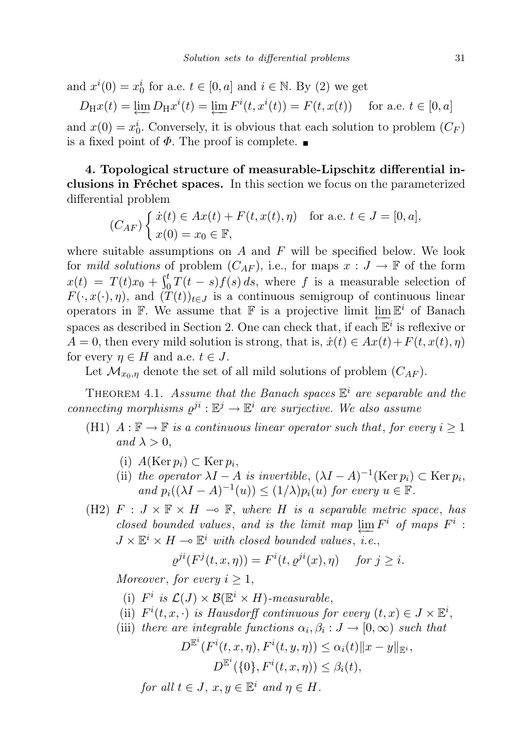and $x^i(0) = x_0^i$ for a.e. $t \in [0,a]$ and $i \in \mathbb{N}$. By (2) we get

$$D_{\mathrm{H}} x(t) = \varprojlim D_{\mathrm{H}} x^i(t) = \varprojlim F^i(t, x^i(t)) = F(t, x(t)) \quad \text{for a.e. } t \in [0,a]$$

and $x(0) = x_0^i$. Conversely, it is obvious that each solution to problem $(C_F)$ is a fixed point of $\Phi$. The proof is complete. ■

**4. Topological structure of measurable-Lipschitz differential inclusions in Fréchet spaces.** In this section we focus on the parameterized differential problem

$$(C_{AF}) \begin{cases} \dot{x}(t) \in Ax(t) + F(t, x(t), \eta) & \text{for a.e. } t \in J = [0,a], \\ x(0) = x_0 \in \mathbb{F}, \end{cases}$$

where suitable assumptions on $A$ and $F$ will be specified below. We look for *mild solutions* of problem $(C_{AF})$, i.e., for maps $x : J \to \mathbb{F}$ of the form $x(t) = T(t)x_0 + \int_0^t T(t-s) f(s)\, ds$, where $f$ is a measurable selection of $F(\cdot, x(\cdot), \eta)$, and $(T(t))_{t \in J}$ is a continuous semigroup of continuous linear operators in $\mathbb{F}$. We assume that $\mathbb{F}$ is a projective limit $\varprojlim \mathbb{E}^i$ of Banach spaces as described in Section 2. One can check that, if each $\mathbb{E}^i$ is reflexive or $A = 0$, then every mild solution is strong, that is, $\dot{x}(t) \in Ax(t) + F(t, x(t), \eta)$ for every $\eta \in H$ and a.e. $t \in J$.

Let $\mathcal{M}_{x_0,\eta}$ denote the set of all mild solutions of problem $(C_{AF})$.

Theorem 4.1. *Assume that the Banach spaces $\mathbb{E}^i$ are separable and the connecting morphisms $\varrho^{ji} : \mathbb{E}^j \to \mathbb{E}^i$ are surjective. We also assume*

- (H1) *$A : \mathbb{F} \to \mathbb{F}$ is a continuous linear operator such that, for every $i \geq 1$ and $\lambda > 0$,*
  - (i) *$A(\operatorname{Ker} p_i) \subset \operatorname{Ker} p_i$,*
  - (ii) *the operator $\lambda I - A$ is invertible, $(\lambda I - A)^{-1}(\operatorname{Ker} p_i) \subset \operatorname{Ker} p_i$, and $p_i((\lambda I - A)^{-1}(u)) \leq (1/\lambda) p_i(u)$ for every $u \in \mathbb{F}$.*
- (H2) *$F : J \times \mathbb{F} \times H \multimap \mathbb{F}$, where $H$ is a separable metric space, has closed bounded values, and is the limit map $\varprojlim F^i$ of maps $F^i : J \times \mathbb{E}^i \times H \multimap \mathbb{E}^i$ with closed bounded values, i.e.,*

  $$\varrho^{ji}(F^j(t, x, \eta)) = F^i(t, \varrho^{ji}(x), \eta) \quad \text{for } j \geq i.$$

  *Moreover, for every $i \geq 1$,*
  - (i) *$F^i$ is $\mathcal{L}(J) \times \mathcal{B}(\mathbb{E}^i \times H)$-measurable,*
  - (ii) *$F^i(t, x, \cdot)$ is Hausdorff continuous for every $(t, x) \in J \times \mathbb{E}^i$,*
  - (iii) *there are integrable functions $\alpha_i, \beta_i : J \to [0, \infty)$ such that*

    $$D^{\mathbb{E}^i}(F^i(t, x, \eta), F^i(t, y, \eta)) \leq \alpha_i(t) \|x - y\|_{\mathbb{E}^i},$$
    $$D^{\mathbb{E}^i}(\{0\}, F^i(t, x, \eta)) \leq \beta_i(t),$$

    *for all $t \in J$, $x, y \in \mathbb{E}^i$ and $\eta \in H$.*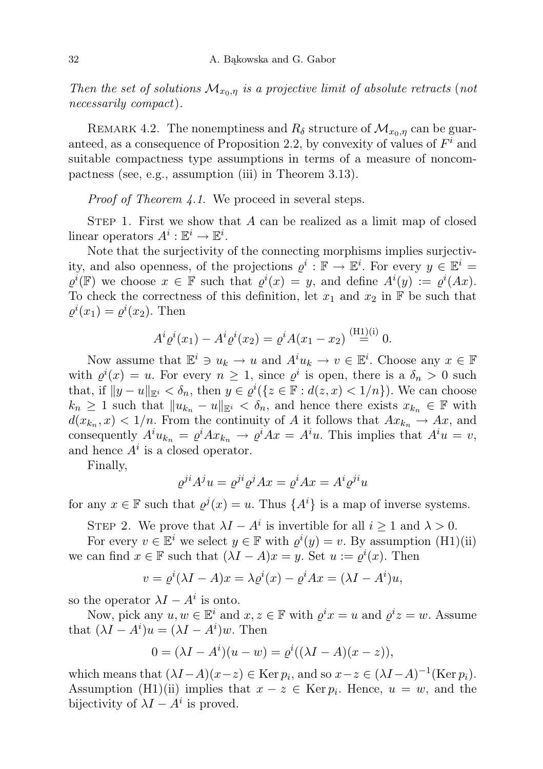*Then the set of solutions $\mathcal{M}_{x_0,\eta}$ is a projective limit of absolute retracts* (*not necessarily compact*).

REMARK 4.2. The nonemptiness and $R_\delta$ structure of $\mathcal{M}_{x_0,\eta}$ can be guaranteed, as a consequence of Proposition 2.2, by convexity of values of $F^i$ and suitable compactness type assumptions in terms of a measure of noncompactness (see, e.g., assumption (iii) in Theorem 3.13).

*Proof of Theorem 4.1.* We proceed in several steps.

STEP 1. First we show that $A$ can be realized as a limit map of closed linear operators $A^i : \mathbb{E}^i \to \mathbb{E}^i$.

Note that the surjectivity of the connecting morphisms implies surjectivity, and also openness, of the projections $\varrho^i : \mathbb{F} \to \mathbb{E}^i$. For every $y \in \mathbb{E}^i = \varrho^i(\mathbb{F})$ we choose $x \in \mathbb{F}$ such that $\varrho^i(x) = y$, and define $A^i(y) := \varrho^i(Ax)$. To check the correctness of this definition, let $x_1$ and $x_2$ in $\mathbb{F}$ be such that $\varrho^i(x_1) = \varrho^i(x_2)$. Then

$$A^i\varrho^i(x_1) - A^i\varrho^i(x_2) = \varrho^i A(x_1 - x_2) \overset{\text{(H1)(i)}}{=} 0.$$

Now assume that $\mathbb{E}^i \ni u_k \to u$ and $A^i u_k \to v \in \mathbb{E}^i$. Choose any $x \in \mathbb{F}$ with $\varrho^i(x) = u$. For every $n \geq 1$, since $\varrho^i$ is open, there is a $\delta_n > 0$ such that, if $\|y - u\|_{\mathbb{E}^i} < \delta_n$, then $y \in \varrho^i(\{z \in \mathbb{F} : d(z, x) < 1/n\})$. We can choose $k_n \geq 1$ such that $\|u_{k_n} - u\|_{\mathbb{E}^i} < \delta_n$, and hence there exists $x_{k_n} \in \mathbb{F}$ with $d(x_{k_n}, x) < 1/n$. From the continuity of $A$ it follows that $Ax_{k_n} \to Ax$, and consequently $A^i u_{k_n} = \varrho^i A x_{k_n} \to \varrho^i A x = A^i u$. This implies that $A^i u = v$, and hence $A^i$ is a closed operator.

Finally,

$$\varrho^{ji} A^j u = \varrho^{ji} \varrho^j A x = \varrho^i A x = A^i \varrho^{ji} u$$

for any $x \in \mathbb{F}$ such that $\varrho^j(x) = u$. Thus $\{A^i\}$ is a map of inverse systems.

STEP 2. We prove that $\lambda I - A^i$ is invertible for all $i \geq 1$ and $\lambda > 0$.

For every $v \in \mathbb{E}^i$ we select $y \in \mathbb{F}$ with $\varrho^i(y) = v$. By assumption (H1)(ii) we can find $x \in \mathbb{F}$ such that $(\lambda I - A)x = y$. Set $u := \varrho^i(x)$. Then

$$v = \varrho^i(\lambda I - A)x = \lambda\varrho^i(x) - \varrho^i A x = (\lambda I - A^i)u,$$

so the operator $\lambda I - A^i$ is onto.

Now, pick any $u, w \in \mathbb{E}^i$ and $x, z \in \mathbb{F}$ with $\varrho^i x = u$ and $\varrho^i z = w$. Assume that $(\lambda I - A^i)u = (\lambda I - A^i)w$. Then

$$0 = (\lambda I - A^i)(u - w) = \varrho^i((\lambda I - A)(x - z)),$$

which means that $(\lambda I - A)(x - z) \in \operatorname{Ker} p_i$, and so $x - z \in (\lambda I - A)^{-1}(\operatorname{Ker} p_i)$. Assumption (H1)(ii) implies that $x - z \in \operatorname{Ker} p_i$. Hence, $u = w$, and the bijectivity of $\lambda I - A^i$ is proved.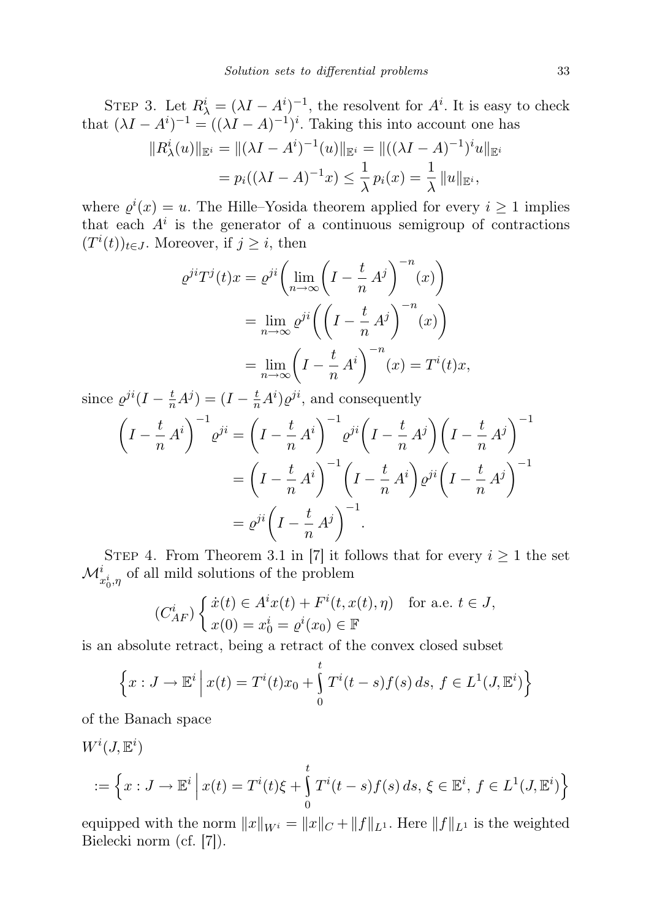STEP 3. Let $R^i_\lambda = (\lambda I - A^i)^{-1}$, the resolvent for $A^i$. It is easy to check that $(\lambda I - A^i)^{-1} = ((\lambda I - A)^{-1})^i$. Taking this into account one has

$$\begin{aligned}
\|R^i_\lambda(u)\|_{\mathbb{E}^i} &= \|(\lambda I - A^i)^{-1}(u)\|_{\mathbb{E}^i} = \|((\lambda I - A)^{-1})^i u\|_{\mathbb{E}^i} \\
&= p_i((\lambda I - A)^{-1}x) \leq \frac{1}{\lambda}\, p_i(x) = \frac{1}{\lambda}\, \|u\|_{\mathbb{E}^i},
\end{aligned}$$

where $\varrho^i(x) = u$. The Hille–Yosida theorem applied for every $i \geq 1$ implies that each $A^i$ is the generator of a continuous semigroup of contractions $(T^i(t))_{t\in J}$. Moreover, if $j \geq i$, then

$$\begin{aligned}
\varrho^{ji} T^j(t)x &= \varrho^{ji}\bigg(\lim_{n\to\infty}\bigg(I - \frac{t}{n}\, A^j\bigg)^{-n}(x)\bigg) \\
&= \lim_{n\to\infty} \varrho^{ji}\bigg(\bigg(I - \frac{t}{n}\, A^j\bigg)^{-n}(x)\bigg) \\
&= \lim_{n\to\infty}\bigg(I - \frac{t}{n}\, A^i\bigg)^{-n}(x) = T^i(t)x,
\end{aligned}$$

since $\varrho^{ji}(I - \frac{t}{n}A^j) = (I - \frac{t}{n}A^i)\varrho^{ji}$, and consequently

$$\begin{aligned}
\bigg(I - \frac{t}{n}\, A^i\bigg)^{-1} \varrho^{ji} &= \bigg(I - \frac{t}{n}\, A^i\bigg)^{-1} \varrho^{ji}\bigg(I - \frac{t}{n}\, A^j\bigg)\bigg(I - \frac{t}{n}\, A^j\bigg)^{-1} \\
&= \bigg(I - \frac{t}{n}\, A^i\bigg)^{-1}\bigg(I - \frac{t}{n}\, A^i\bigg)\varrho^{ji}\bigg(I - \frac{t}{n}\, A^j\bigg)^{-1} \\
&= \varrho^{ji}\bigg(I - \frac{t}{n}\, A^j\bigg)^{-1}.
\end{aligned}$$

STEP 4. From Theorem 3.1 in [7] it follows that for every $i \geq 1$ the set $\mathcal{M}^i_{x^i_0,\eta}$ of all mild solutions of the problem

$$(C^i_{AF})\begin{cases} \dot{x}(t) \in A^i x(t) + F^i(t, x(t), \eta) & \text{for a.e. } t \in J, \\ x(0) = x^i_0 = \varrho^i(x_0) \in \mathbb{F} \end{cases}$$

is an absolute retract, being a retract of the convex closed subset

$$\Big\{x : J \to \mathbb{E}^i \,\Big|\, x(t) = T^i(t)x_0 + \int_0^t T^i(t-s)f(s)\, ds,\ f \in L^1(J, \mathbb{E}^i)\Big\}$$

of the Banach space

$$\begin{aligned}
&W^i(J, \mathbb{E}^i) \\
&:= \Big\{x : J \to \mathbb{E}^i \,\Big|\, x(t) = T^i(t)\xi + \int_0^t T^i(t-s)f(s)\, ds,\ \xi \in \mathbb{E}^i,\ f \in L^1(J, \mathbb{E}^i)\Big\}
\end{aligned}$$

equipped with the norm $\|x\|_{W^i} = \|x\|_C + \|f\|_{L^1}$. Here $\|f\|_{L^1}$ is the weighted Bielecki norm (cf. [7]).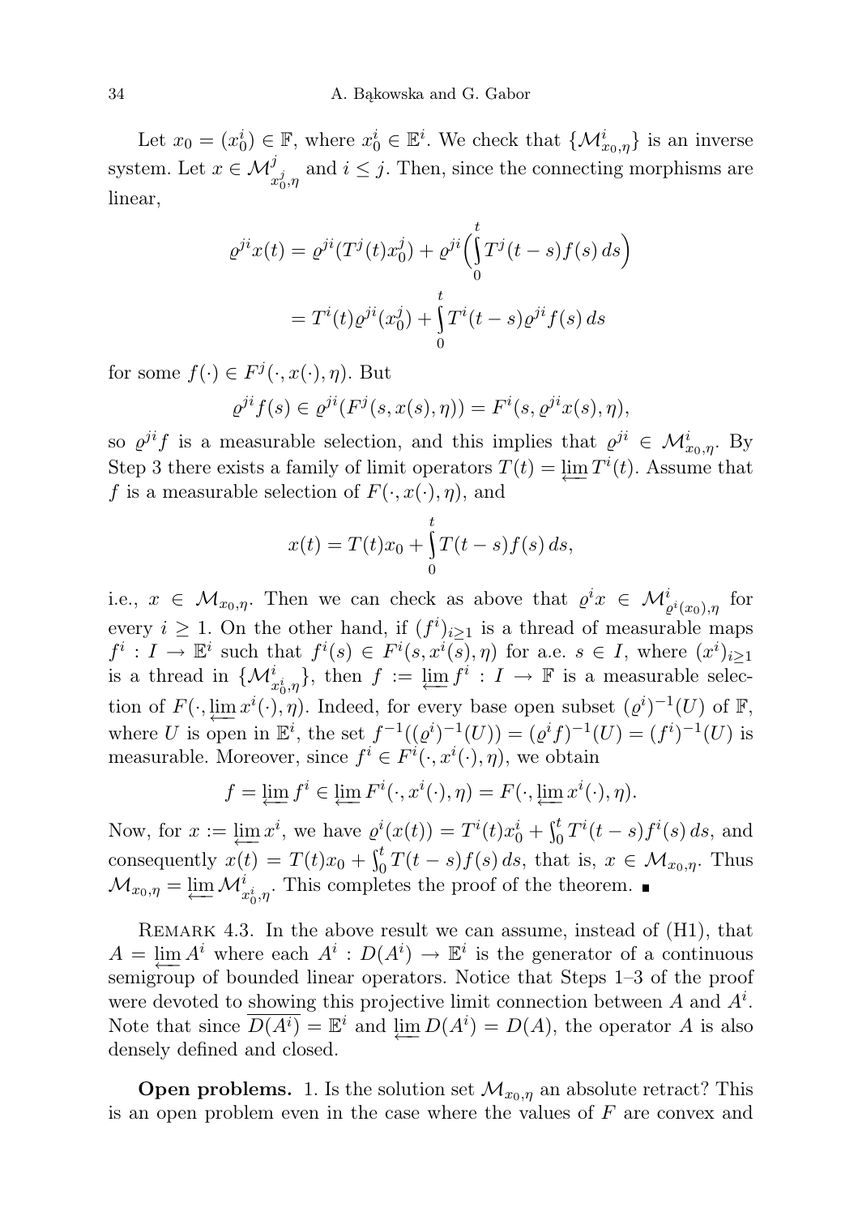Let $x_0 = (x_0^i) \in \mathbb{F}$, where $x_0^i \in \mathbb{E}^i$. We check that $\{\mathcal{M}^i_{x_0,\eta}\}$ is an inverse system. Let $x \in \mathcal{M}^j_{x_0^j,\eta}$ and $i \le j$. Then, since the connecting morphisms are linear,

$$\varrho^{ji} x(t) = \varrho^{ji}(T^j(t) x_0^j) + \varrho^{ji}\Big(\int_0^t T^j(t-s) f(s)\, ds\Big)$$

$$= T^i(t)\varrho^{ji}(x_0^j) + \int_0^t T^i(t-s)\varrho^{ji} f(s)\, ds$$

for some $f(\cdot) \in F^j(\cdot, x(\cdot), \eta)$. But

$$\varrho^{ji} f(s) \in \varrho^{ji}(F^j(s, x(s), \eta)) = F^i(s, \varrho^{ji} x(s), \eta),$$

so $\varrho^{ji} f$ is a measurable selection, and this implies that $\varrho^{ji} \in \mathcal{M}^i_{x_0,\eta}$. By Step 3 there exists a family of limit operators $T(t) = \varprojlim T^i(t)$. Assume that $f$ is a measurable selection of $F(\cdot, x(\cdot), \eta)$, and

$$x(t) = T(t)x_0 + \int_0^t T(t-s) f(s)\, ds,$$

i.e., $x \in \mathcal{M}_{x_0,\eta}$. Then we can check as above that $\varrho^i x \in \mathcal{M}^i_{\varrho^i(x_0),\eta}$ for every $i \ge 1$. On the other hand, if $(f^i)_{i\ge 1}$ is a thread of measurable maps $f^i : I \to \mathbb{E}^i$ such that $f^i(s) \in F^i(s, x^i(s), \eta)$ for a.e. $s \in I$, where $(x^i)_{i\ge 1}$ is a thread in $\{\mathcal{M}^i_{x_0^i,\eta}\}$, then $f := \varprojlim f^i : I \to \mathbb{F}$ is a measurable selection of $F(\cdot, \varprojlim x^i(\cdot), \eta)$. Indeed, for every base open subset $(\varrho^i)^{-1}(U)$ of $\mathbb{F}$, where $U$ is open in $\mathbb{E}^i$, the set $f^{-1}((\varrho^i)^{-1}(U)) = (\varrho^i f)^{-1}(U) = (f^i)^{-1}(U)$ is measurable. Moreover, since $f^i \in F^i(\cdot, x^i(\cdot), \eta)$, we obtain

$$f = \varprojlim f^i \in \varprojlim F^i(\cdot, x^i(\cdot), \eta) = F(\cdot, \varprojlim x^i(\cdot), \eta).$$

Now, for $x := \varprojlim x^i$, we have $\varrho^i(x(t)) = T^i(t)x_0^i + \int_0^t T^i(t-s) f^i(s)\, ds$, and consequently $x(t) = T(t)x_0 + \int_0^t T(t-s) f(s)\, ds$, that is, $x \in \mathcal{M}_{x_0,\eta}$. Thus $\mathcal{M}_{x_0,\eta} = \varprojlim \mathcal{M}^i_{x_0^i,\eta}$. This completes the proof of the theorem. ∎

REMARK 4.3. In the above result we can assume, instead of (H1), that $A = \varprojlim A^i$ where each $A^i : D(A^i) \to \mathbb{E}^i$ is the generator of a continuous semigroup of bounded linear operators. Notice that Steps 1–3 of the proof were devoted to showing this projective limit connection between $A$ and $A^i$. Note that since $\overline{D(A^i)} = \mathbb{E}^i$ and $\varprojlim D(A^i) = D(A)$, the operator $A$ is also densely defined and closed.

**Open problems.** 1. Is the solution set $\mathcal{M}_{x_0,\eta}$ an absolute retract? This is an open problem even in the case where the values of $F$ are convex and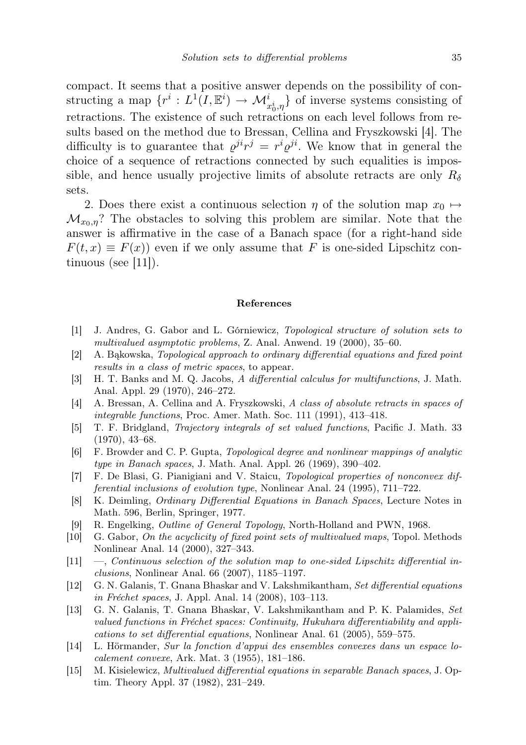compact. It seems that a positive answer depends on the possibility of constructing a map $\{r^i : L^1(I, \mathbb{E}^i) \to \mathcal{M}^i_{x_0^i,\eta}\}$ of inverse systems consisting of retractions. The existence of such retractions on each level follows from results based on the method due to Bressan, Cellina and Fryszkowski [4]. The difficulty is to guarantee that $\varrho^{ji} r^j = r^i \varrho^{ji}$. We know that in general the choice of a sequence of retractions connected by such equalities is impossible, and hence usually projective limits of absolute retracts are only $R_\delta$ sets.

2. Does there exist a continuous selection $\eta$ of the solution map $x_0 \mapsto \mathcal{M}_{x_0,\eta}$? The obstacles to solving this problem are similar. Note that the answer is affirmative in the case of a Banach space (for a right-hand side $F(t,x) \equiv F(x)$) even if we only assume that $F$ is one-sided Lipschitz continuous (see [11]).

## References

[1] J. Andres, G. Gabor and L. Górniewicz, *Topological structure of solution sets to multivalued asymptotic problems*, Z. Anal. Anwend. 19 (2000), 35–60.

[2] A. Bąkowska, *Topological approach to ordinary differential equations and fixed point results in a class of metric spaces*, to appear.

[3] H. T. Banks and M. Q. Jacobs, *A differential calculus for multifunctions*, J. Math. Anal. Appl. 29 (1970), 246–272.

[4] A. Bressan, A. Cellina and A. Fryszkowski, *A class of absolute retracts in spaces of integrable functions*, Proc. Amer. Math. Soc. 111 (1991), 413–418.

[5] T. F. Bridgland, *Trajectory integrals of set valued functions*, Pacific J. Math. 33 (1970), 43–68.

[6] F. Browder and C. P. Gupta, *Topological degree and nonlinear mappings of analytic type in Banach spaces*, J. Math. Anal. Appl. 26 (1969), 390–402.

[7] F. De Blasi, G. Pianigiani and V. Staicu, *Topological properties of nonconvex differential inclusions of evolution type*, Nonlinear Anal. 24 (1995), 711–722.

[8] K. Deimling, *Ordinary Differential Equations in Banach Spaces*, Lecture Notes in Math. 596, Berlin, Springer, 1977.

[9] R. Engelking, *Outline of General Topology*, North-Holland and PWN, 1968.

[10] G. Gabor, *On the acyclicity of fixed point sets of multivalued maps*, Topol. Methods Nonlinear Anal. 14 (2000), 327–343.

[11] —, *Continuous selection of the solution map to one-sided Lipschitz differential inclusions*, Nonlinear Anal. 66 (2007), 1185–1197.

[12] G. N. Galanis, T. Gnana Bhaskar and V. Lakshmikantham, *Set differential equations in Fréchet spaces*, J. Appl. Anal. 14 (2008), 103–113.

[13] G. N. Galanis, T. Gnana Bhaskar, V. Lakshmikantham and P. K. Palamides, *Set valued functions in Fréchet spaces: Continuity, Hukuhara differentiability and applications to set differential equations*, Nonlinear Anal. 61 (2005), 559–575.

[14] L. Hörmander, *Sur la fonction d'appui des ensembles convexes dans un espace localement convexe*, Ark. Mat. 3 (1955), 181–186.

[15] M. Kisielewicz, *Multivalued differential equations in separable Banach spaces*, J. Optim. Theory Appl. 37 (1982), 231–249.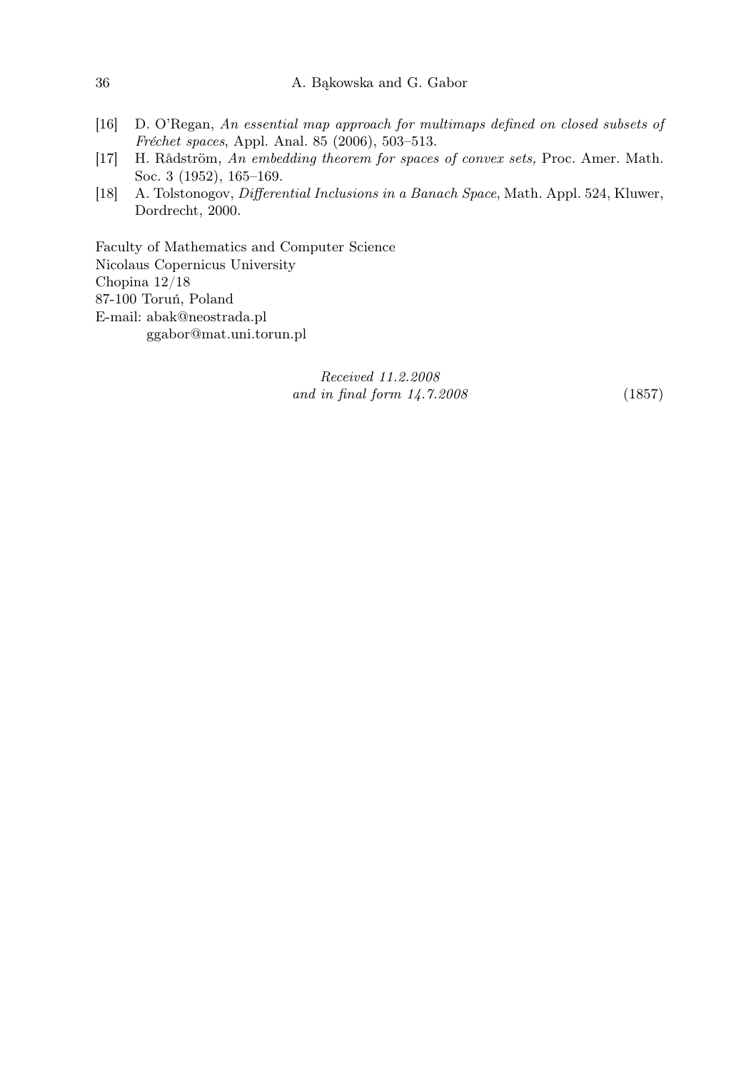[16] D. O'Regan, *An essential map approach for multimaps defined on closed subsets of Fréchet spaces*, Appl. Anal. 85 (2006), 503–513.

[17] H. Rådström, *An embedding theorem for spaces of convex sets,* Proc. Amer. Math. Soc. 3 (1952), 165–169.

[18] A. Tolstonogov, *Differential Inclusions in a Banach Space*, Math. Appl. 524, Kluwer, Dordrecht, 2000.

Faculty of Mathematics and Computer Science
Nicolaus Copernicus University
Chopina 12/18
87-100 Toruń, Poland
E-mail: abak@neostrada.pl
ggabor@mat.uni.torun.pl

*Received 11.2.2008*
*and in final form 14.7.2008* (1857)